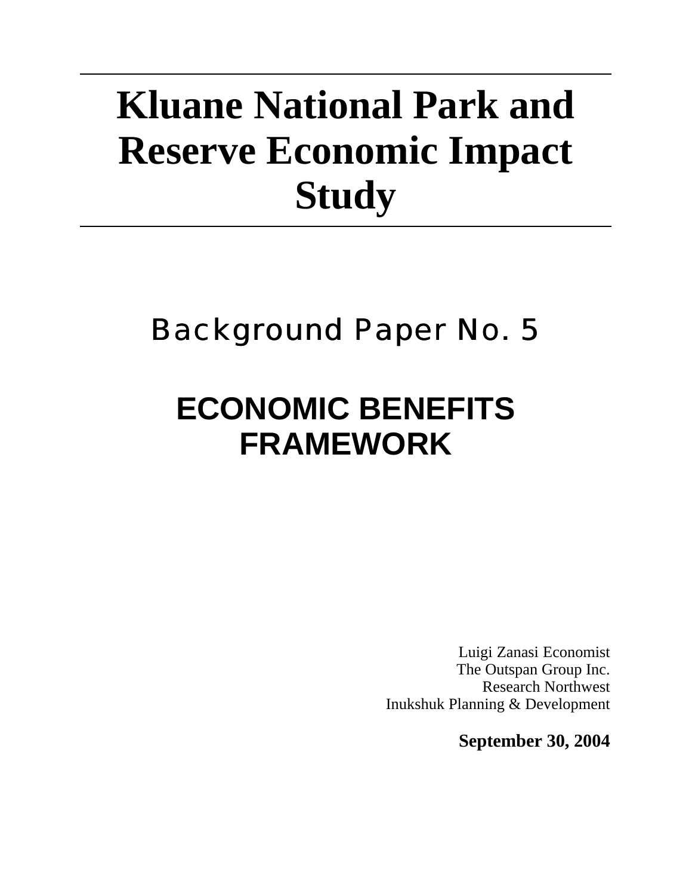# Kluane National Park and Reserve Economic Impact Study

## Background Paper No. 5

## ECONOMIC BENEFITS FRAMEWORK

Luigi Zanasi Economist
The Outspan Group Inc.
Research Northwest
Inukshuk Planning & Development

**September 30, 2004**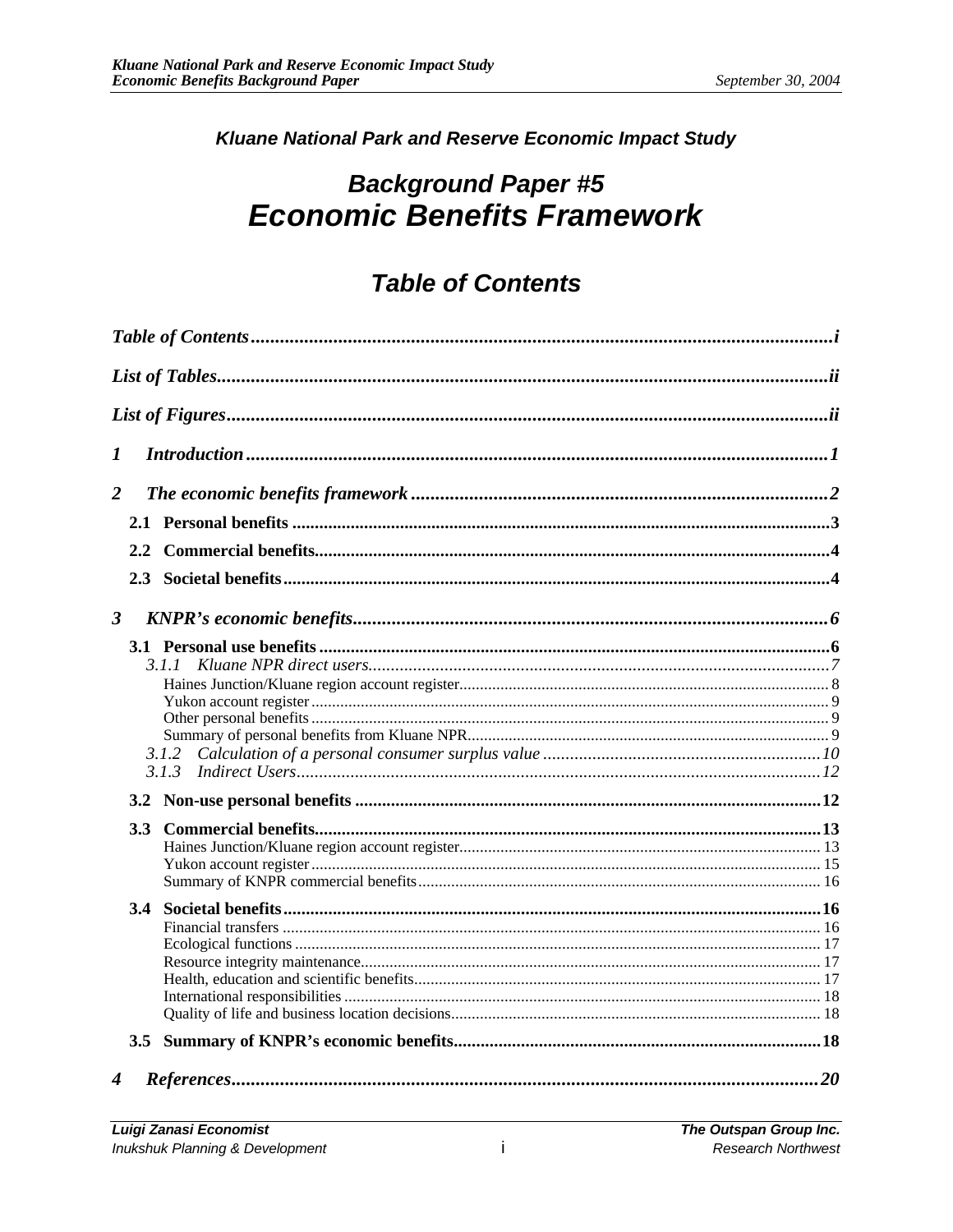*Kluane National Park and Reserve Economic Impact Study*

# *Background Paper #5*
# *Economic Benefits Framework*

## *Table of Contents*

*Table of Contents* ........ i

*List of Tables* ........ ii

*List of Figures* ........ ii

*1 Introduction* ........ 1

*2 The economic benefits framework* ........ 2

- **2.1 Personal benefits** ........ 3
- **2.2 Commercial benefits** ........ 4
- **2.3 Societal benefits** ........ 4

*3 KNPR's economic benefits* ........ 6

- **3.1 Personal use benefits** ........ 6
  - *3.1.1 Kluane NPR direct users* ........ 7
    - Haines Junction/Kluane region account register ........ 8
    - Yukon account register ........ 9
    - Other personal benefits ........ 9
    - Summary of personal benefits from Kluane NPR ........ 9
  - *3.1.2 Calculation of a personal consumer surplus value* ........ 10
  - *3.1.3 Indirect Users* ........ 12
- **3.2 Non-use personal benefits** ........ 12
- **3.3 Commercial benefits** ........ 13
  - Haines Junction/Kluane region account register ........ 13
  - Yukon account register ........ 15
  - Summary of KNPR commercial benefits ........ 16
- **3.4 Societal benefits** ........ 16
  - Financial transfers ........ 16
  - Ecological functions ........ 17
  - Resource integrity maintenance ........ 17
  - Health, education and scientific benefits ........ 17
  - International responsibilities ........ 18
  - Quality of life and business location decisions ........ 18
- **3.5 Summary of KNPR's economic benefits** ........ 18

*4 References* ........ 20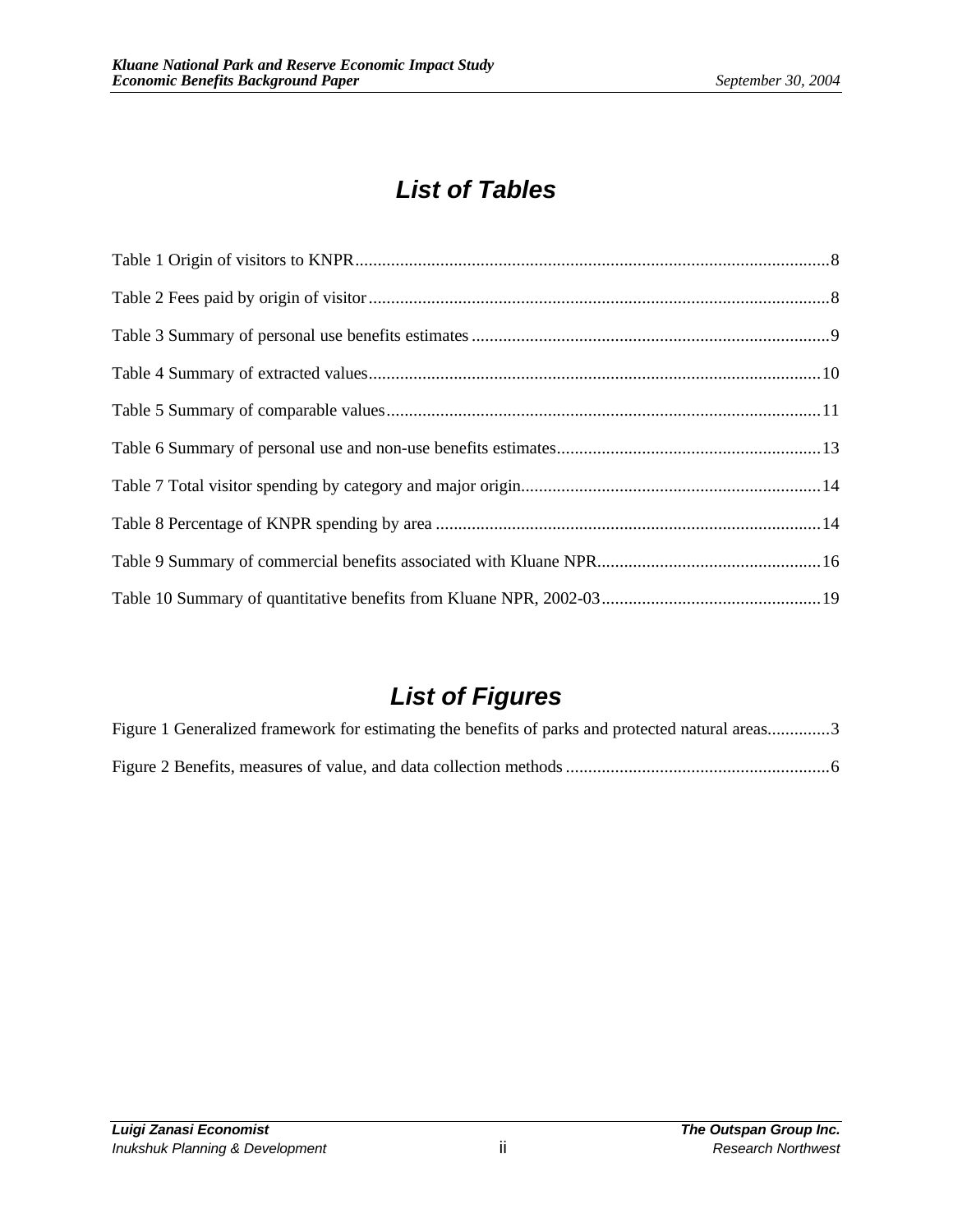# List of Tables

Table 1 Origin of visitors to KNPR..........................................................................................................8

Table 2 Fees paid by origin of visitor......................................................................................................8

Table 3 Summary of personal use benefits estimates ...............................................................................9

Table 4 Summary of extracted values....................................................................................................10

Table 5 Summary of comparable values.................................................................................................11

Table 6 Summary of personal use and non-use benefits estimates..........................................................13

Table 7 Total visitor spending by category and major origin..................................................................14

Table 8 Percentage of KNPR spending by area .....................................................................................14

Table 9 Summary of commercial benefits associated with Kluane NPR.................................................16

Table 10 Summary of quantitative benefits from Kluane NPR, 2002-03................................................19

# List of Figures

Figure 1 Generalized framework for estimating the benefits of parks and protected natural areas..............3

Figure 2 Benefits, measures of value, and data collection methods ..........................................................6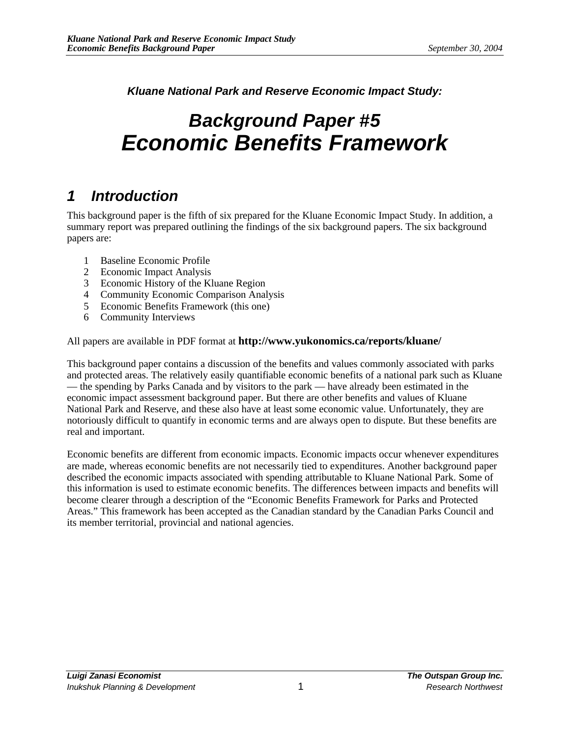*Kluane National Park and Reserve Economic Impact Study:*

# *Background Paper #5*
# *Economic Benefits Framework*

## *1 Introduction*

This background paper is the fifth of six prepared for the Kluane Economic Impact Study. In addition, a summary report was prepared outlining the findings of the six background papers. The six background papers are:

1. Baseline Economic Profile
2. Economic Impact Analysis
3. Economic History of the Kluane Region
4. Community Economic Comparison Analysis
5. Economic Benefits Framework (this one)
6. Community Interviews

All papers are available in PDF format at **http://www.yukonomics.ca/reports/kluane/**

This background paper contains a discussion of the benefits and values commonly associated with parks and protected areas. The relatively easily quantifiable economic benefits of a national park such as Kluane — the spending by Parks Canada and by visitors to the park — have already been estimated in the economic impact assessment background paper. But there are other benefits and values of Kluane National Park and Reserve, and these also have at least some economic value. Unfortunately, they are notoriously difficult to quantify in economic terms and are always open to dispute. But these benefits are real and important.

Economic benefits are different from economic impacts. Economic impacts occur whenever expenditures are made, whereas economic benefits are not necessarily tied to expenditures. Another background paper described the economic impacts associated with spending attributable to Kluane National Park. Some of this information is used to estimate economic benefits. The differences between impacts and benefits will become clearer through a description of the "Economic Benefits Framework for Parks and Protected Areas." This framework has been accepted as the Canadian standard by the Canadian Parks Council and its member territorial, provincial and national agencies.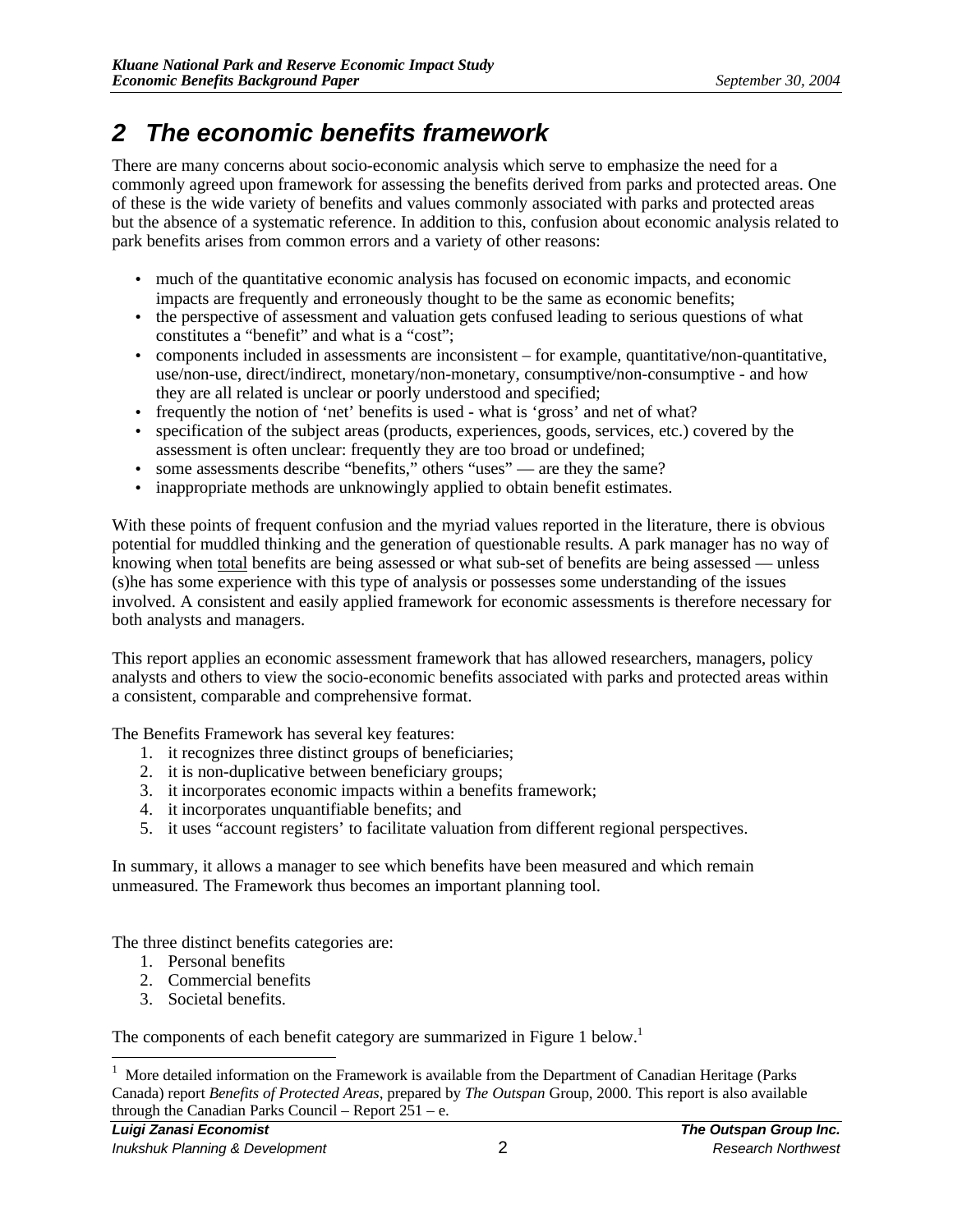# 2 The economic benefits framework

There are many concerns about socio-economic analysis which serve to emphasize the need for a commonly agreed upon framework for assessing the benefits derived from parks and protected areas. One of these is the wide variety of benefits and values commonly associated with parks and protected areas but the absence of a systematic reference. In addition to this, confusion about economic analysis related to park benefits arises from common errors and a variety of other reasons:

- much of the quantitative economic analysis has focused on economic impacts, and economic impacts are frequently and erroneously thought to be the same as economic benefits;
- the perspective of assessment and valuation gets confused leading to serious questions of what constitutes a "benefit" and what is a "cost";
- components included in assessments are inconsistent – for example, quantitative/non-quantitative, use/non-use, direct/indirect, monetary/non-monetary, consumptive/non-consumptive - and how they are all related is unclear or poorly understood and specified;
- frequently the notion of 'net' benefits is used - what is 'gross' and net of what?
- specification of the subject areas (products, experiences, goods, services, etc.) covered by the assessment is often unclear: frequently they are too broad or undefined;
- some assessments describe "benefits," others "uses" — are they the same?
- inappropriate methods are unknowingly applied to obtain benefit estimates.

With these points of frequent confusion and the myriad values reported in the literature, there is obvious potential for muddled thinking and the generation of questionable results. A park manager has no way of knowing when total benefits are being assessed or what sub-set of benefits are being assessed — unless (s)he has some experience with this type of analysis or possesses some understanding of the issues involved. A consistent and easily applied framework for economic assessments is therefore necessary for both analysts and managers.

This report applies an economic assessment framework that has allowed researchers, managers, policy analysts and others to view the socio-economic benefits associated with parks and protected areas within a consistent, comparable and comprehensive format.

The Benefits Framework has several key features:

1. it recognizes three distinct groups of beneficiaries;
2. it is non-duplicative between beneficiary groups;
3. it incorporates economic impacts within a benefits framework;
4. it incorporates unquantifiable benefits; and
5. it uses "account registers' to facilitate valuation from different regional perspectives.

In summary, it allows a manager to see which benefits have been measured and which remain unmeasured. The Framework thus becomes an important planning tool.

The three distinct benefits categories are:

1. Personal benefits
2. Commercial benefits
3. Societal benefits.

The components of each benefit category are summarized in Figure 1 below.[1]

[1] More detailed information on the Framework is available from the Department of Canadian Heritage (Parks Canada) report *Benefits of Protected Areas*, prepared by *The Outspan* Group, 2000. This report is also available through the Canadian Parks Council – Report 251 – e.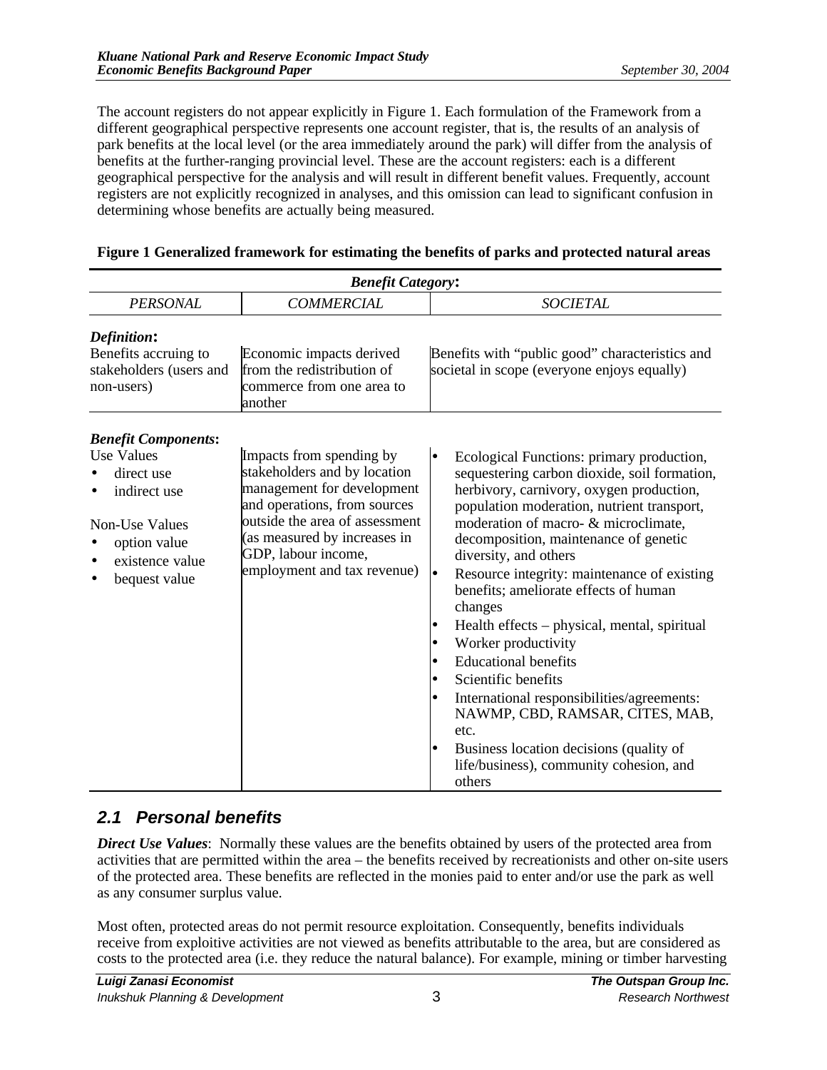The account registers do not appear explicitly in Figure 1. Each formulation of the Framework from a different geographical perspective represents one account register, that is, the results of an analysis of park benefits at the local level (or the area immediately around the park) will differ from the analysis of benefits at the further-ranging provincial level. These are the account registers: each is a different geographical perspective for the analysis and will result in different benefit values. Frequently, account registers are not explicitly recognized in analyses, and this omission can lead to significant confusion in determining whose benefits are actually being measured.

**Figure 1 Generalized framework for estimating the benefits of parks and protected natural areas**

| ***Benefit Category*:** | | |
|---|---|---|
| *PERSONAL* | *COMMERCIAL* | *SOCIETAL* |
| ***Definition*:** | | |
| Benefits accruing to stakeholders (users and non-users) | Economic impacts derived from the redistribution of commerce from one area to another | Benefits with "public good" characteristics and societal in scope (everyone enjoys equally) |
| ***Benefit Components*:** | | |
| Use Values<br>• direct use<br>• indirect use<br><br>Non-Use Values<br>• option value<br>• existence value<br>• bequest value | Impacts from spending by stakeholders and by location management for development and operations, from sources outside the area of assessment (as measured by increases in GDP, labour income, employment and tax revenue) | • Ecological Functions: primary production, sequestering carbon dioxide, soil formation, herbivory, carnivory, oxygen production, population moderation, nutrient transport, moderation of macro- & microclimate, decomposition, maintenance of genetic diversity, and others<br>• Resource integrity: maintenance of existing benefits; ameliorate effects of human changes<br>• Health effects – physical, mental, spiritual<br>• Worker productivity<br>• Educational benefits<br>• Scientific benefits<br>• International responsibilities/agreements: NAWMP, CBD, RAMSAR, CITES, MAB, etc.<br>• Business location decisions (quality of life/business), community cohesion, and others |

## 2.1 Personal benefits

***Direct Use Values***: Normally these values are the benefits obtained by users of the protected area from activities that are permitted within the area – the benefits received by recreationists and other on-site users of the protected area. These benefits are reflected in the monies paid to enter and/or use the park as well as any consumer surplus value.

Most often, protected areas do not permit resource exploitation. Consequently, benefits individuals receive from exploitive activities are not viewed as benefits attributable to the area, but are considered as costs to the protected area (i.e. they reduce the natural balance). For example, mining or timber harvesting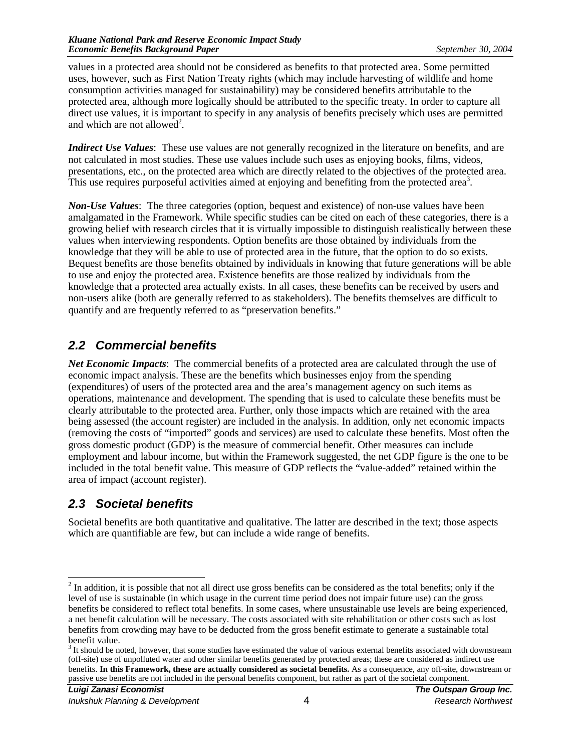values in a protected area should not be considered as benefits to that protected area. Some permitted uses, however, such as First Nation Treaty rights (which may include harvesting of wildlife and home consumption activities managed for sustainability) may be considered benefits attributable to the protected area, although more logically should be attributed to the specific treaty. In order to capture all direct use values, it is important to specify in any analysis of benefits precisely which uses are permitted and which are not allowed[2].

***Indirect Use Values***: These use values are not generally recognized in the literature on benefits, and are not calculated in most studies. These use values include such uses as enjoying books, films, videos, presentations, etc., on the protected area which are directly related to the objectives of the protected area. This use requires purposeful activities aimed at enjoying and benefiting from the protected area[3].

***Non-Use Values***: The three categories (option, bequest and existence) of non-use values have been amalgamated in the Framework. While specific studies can be cited on each of these categories, there is a growing belief with research circles that it is virtually impossible to distinguish realistically between these values when interviewing respondents. Option benefits are those obtained by individuals from the knowledge that they will be able to use of protected area in the future, that the option to do so exists. Bequest benefits are those benefits obtained by individuals in knowing that future generations will be able to use and enjoy the protected area. Existence benefits are those realized by individuals from the knowledge that a protected area actually exists. In all cases, these benefits can be received by users and non-users alike (both are generally referred to as stakeholders). The benefits themselves are difficult to quantify and are frequently referred to as "preservation benefits."

## 2.2 Commercial benefits

***Net Economic Impacts***: The commercial benefits of a protected area are calculated through the use of economic impact analysis. These are the benefits which businesses enjoy from the spending (expenditures) of users of the protected area and the area's management agency on such items as operations, maintenance and development. The spending that is used to calculate these benefits must be clearly attributable to the protected area. Further, only those impacts which are retained with the area being assessed (the account register) are included in the analysis. In addition, only net economic impacts (removing the costs of "imported" goods and services) are used to calculate these benefits. Most often the gross domestic product (GDP) is the measure of commercial benefit. Other measures can include employment and labour income, but within the Framework suggested, the net GDP figure is the one to be included in the total benefit value. This measure of GDP reflects the "value-added" retained within the area of impact (account register).

## 2.3 Societal benefits

Societal benefits are both quantitative and qualitative. The latter are described in the text; those aspects which are quantifiable are few, but can include a wide range of benefits.

---

[2] In addition, it is possible that not all direct use gross benefits can be considered as the total benefits; only if the level of use is sustainable (in which usage in the current time period does not impair future use) can the gross benefits be considered to reflect total benefits. In some cases, where unsustainable use levels are being experienced, a net benefit calculation will be necessary. The costs associated with site rehabilitation or other costs such as lost benefits from crowding may have to be deducted from the gross benefit estimate to generate a sustainable total benefit value.

[3] It should be noted, however, that some studies have estimated the value of various external benefits associated with downstream (off-site) use of unpolluted water and other similar benefits generated by protected areas; these are considered as indirect use benefits. **In this Framework, these are actually considered as societal benefits.** As a consequence, any off-site, downstream or passive use benefits are not included in the personal benefits component, but rather as part of the societal component.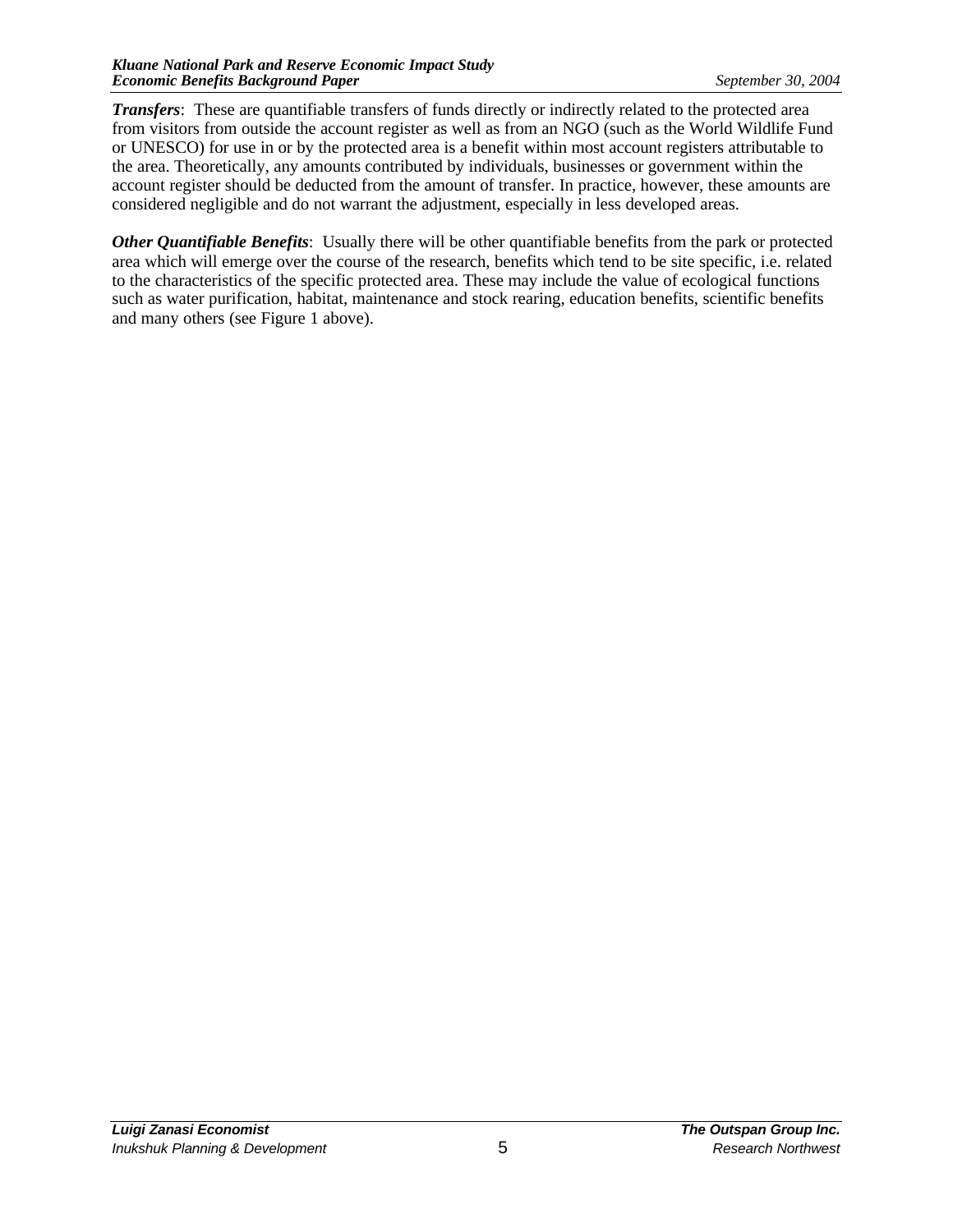***Transfers***: These are quantifiable transfers of funds directly or indirectly related to the protected area from visitors from outside the account register as well as from an NGO (such as the World Wildlife Fund or UNESCO) for use in or by the protected area is a benefit within most account registers attributable to the area. Theoretically, any amounts contributed by individuals, businesses or government within the account register should be deducted from the amount of transfer. In practice, however, these amounts are considered negligible and do not warrant the adjustment, especially in less developed areas.

***Other Quantifiable Benefits***: Usually there will be other quantifiable benefits from the park or protected area which will emerge over the course of the research, benefits which tend to be site specific, i.e. related to the characteristics of the specific protected area. These may include the value of ecological functions such as water purification, habitat, maintenance and stock rearing, education benefits, scientific benefits and many others (see Figure 1 above).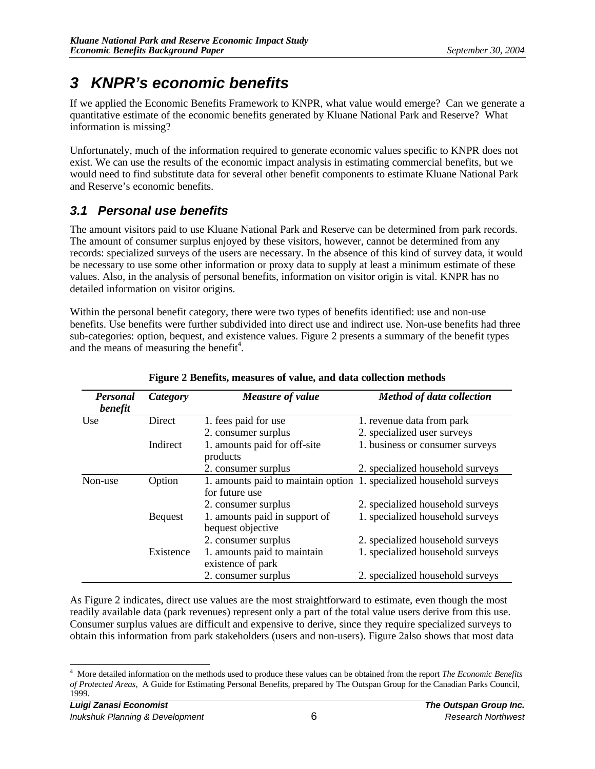# 3 KNPR's economic benefits

If we applied the Economic Benefits Framework to KNPR, what value would emerge? Can we generate a quantitative estimate of the economic benefits generated by Kluane National Park and Reserve? What information is missing?

Unfortunately, much of the information required to generate economic values specific to KNPR does not exist. We can use the results of the economic impact analysis in estimating commercial benefits, but we would need to find substitute data for several other benefit components to estimate Kluane National Park and Reserve's economic benefits.

## 3.1 Personal use benefits

The amount visitors paid to use Kluane National Park and Reserve can be determined from park records. The amount of consumer surplus enjoyed by these visitors, however, cannot be determined from any records: specialized surveys of the users are necessary. In the absence of this kind of survey data, it would be necessary to use some other information or proxy data to supply at least a minimum estimate of these values. Also, in the analysis of personal benefits, information on visitor origin is vital. KNPR has no detailed information on visitor origins.

Within the personal benefit category, there were two types of benefits identified: use and non-use benefits. Use benefits were further subdivided into direct use and indirect use. Non-use benefits had three sub-categories: option, bequest, and existence values. Figure 2 presents a summary of the benefit types and the means of measuring the benefit[4].

**Figure 2 Benefits, measures of value, and data collection methods**

| *Personal benefit* | *Category* | *Measure of value* | *Method of data collection* |
|---|---|---|---|
| Use | Direct | 1. fees paid for use | 1. revenue data from park |
| | | 2. consumer surplus | 2. specialized user surveys |
| | Indirect | 1. amounts paid for off-site products | 1. business or consumer surveys |
| | | 2. consumer surplus | 2. specialized household surveys |
| Non-use | Option | 1. amounts paid to maintain option for future use | 1. specialized household surveys |
| | | 2. consumer surplus | 2. specialized household surveys |
| | Bequest | 1. amounts paid in support of bequest objective | 1. specialized household surveys |
| | | 2. consumer surplus | 2. specialized household surveys |
| | Existence | 1. amounts paid to maintain existence of park | 1. specialized household surveys |
| | | 2. consumer surplus | 2. specialized household surveys |

As Figure 2 indicates, direct use values are the most straightforward to estimate, even though the most readily available data (park revenues) represent only a part of the total value users derive from this use. Consumer surplus values are difficult and expensive to derive, since they require specialized surveys to obtain this information from park stakeholders (users and non-users). Figure 2also shows that most data

[4] More detailed information on the methods used to produce these values can be obtained from the report *The Economic Benefits of Protected Areas*, A Guide for Estimating Personal Benefits, prepared by The Outspan Group for the Canadian Parks Council, 1999.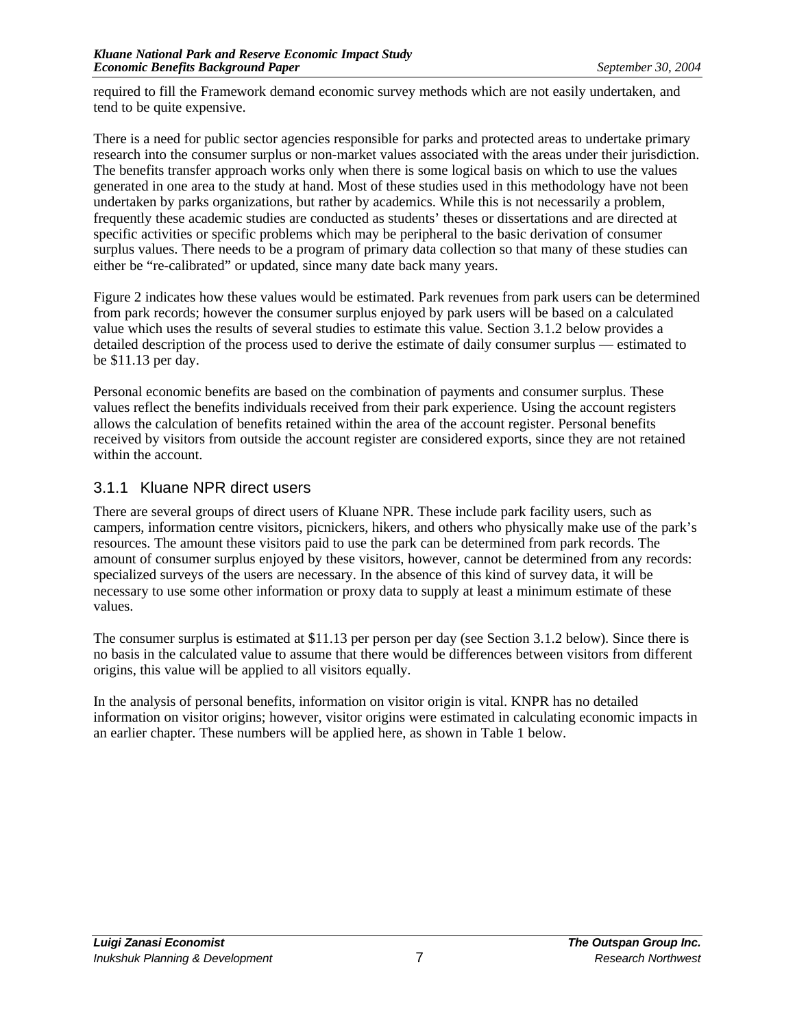required to fill the Framework demand economic survey methods which are not easily undertaken, and tend to be quite expensive.

There is a need for public sector agencies responsible for parks and protected areas to undertake primary research into the consumer surplus or non-market values associated with the areas under their jurisdiction. The benefits transfer approach works only when there is some logical basis on which to use the values generated in one area to the study at hand. Most of these studies used in this methodology have not been undertaken by parks organizations, but rather by academics. While this is not necessarily a problem, frequently these academic studies are conducted as students' theses or dissertations and are directed at specific activities or specific problems which may be peripheral to the basic derivation of consumer surplus values. There needs to be a program of primary data collection so that many of these studies can either be "re-calibrated" or updated, since many date back many years.

Figure 2 indicates how these values would be estimated. Park revenues from park users can be determined from park records; however the consumer surplus enjoyed by park users will be based on a calculated value which uses the results of several studies to estimate this value. Section 3.1.2 below provides a detailed description of the process used to derive the estimate of daily consumer surplus — estimated to be $11.13 per day.

Personal economic benefits are based on the combination of payments and consumer surplus. These values reflect the benefits individuals received from their park experience. Using the account registers allows the calculation of benefits retained within the area of the account register. Personal benefits received by visitors from outside the account register are considered exports, since they are not retained within the account.

### 3.1.1 Kluane NPR direct users

There are several groups of direct users of Kluane NPR. These include park facility users, such as campers, information centre visitors, picnickers, hikers, and others who physically make use of the park's resources. The amount these visitors paid to use the park can be determined from park records. The amount of consumer surplus enjoyed by these visitors, however, cannot be determined from any records: specialized surveys of the users are necessary. In the absence of this kind of survey data, it will be necessary to use some other information or proxy data to supply at least a minimum estimate of these values.

The consumer surplus is estimated at $11.13 per person per day (see Section 3.1.2 below). Since there is no basis in the calculated value to assume that there would be differences between visitors from different origins, this value will be applied to all visitors equally.

In the analysis of personal benefits, information on visitor origin is vital. KNPR has no detailed information on visitor origins; however, visitor origins were estimated in calculating economic impacts in an earlier chapter. These numbers will be applied here, as shown in Table 1 below.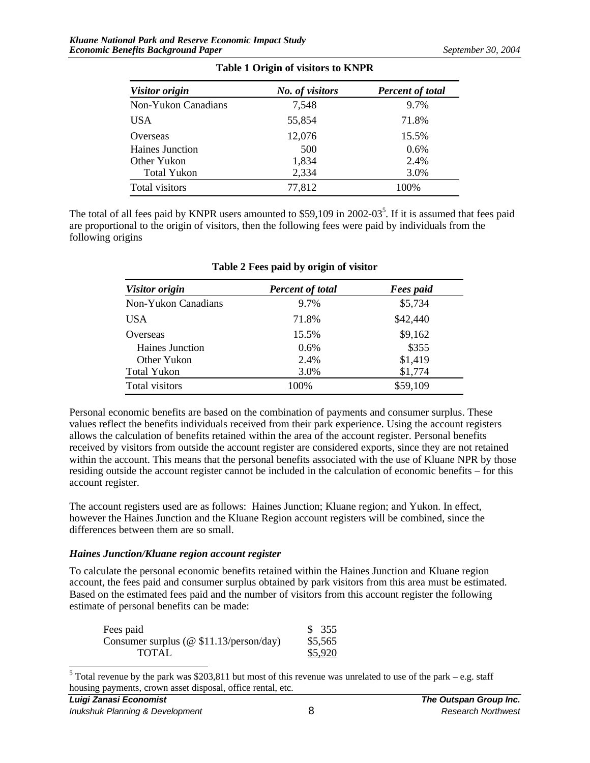**Table 1 Origin of visitors to KNPR**

| *Visitor origin* | *No. of visitors* | *Percent of total* |
|---|---|---|
| Non-Yukon Canadians | 7,548 | 9.7% |
| USA | 55,854 | 71.8% |
| Overseas | 12,076 | 15.5% |
| Haines Junction | 500 | 0.6% |
| Other Yukon | 1,834 | 2.4% |
| Total Yukon | 2,334 | 3.0% |
| Total visitors | 77,812 | 100% |

The total of all fees paid by KNPR users amounted to $59,109 in 2002-03[5]. If it is assumed that fees paid are proportional to the origin of visitors, then the following fees were paid by individuals from the following origins

**Table 2 Fees paid by origin of visitor**

| *Visitor origin* | *Percent of total* | *Fees paid* |
|---|---|---|
| Non-Yukon Canadians | 9.7% | $5,734 |
| USA | 71.8% | $42,440 |
| Overseas | 15.5% | $9,162 |
| Haines Junction | 0.6% | $355 |
| Other Yukon | 2.4% | $1,419 |
| Total Yukon | 3.0% | $1,774 |
| Total visitors | 100% | $59,109 |

Personal economic benefits are based on the combination of payments and consumer surplus. These values reflect the benefits individuals received from their park experience. Using the account registers allows the calculation of benefits retained within the area of the account register. Personal benefits received by visitors from outside the account register are considered exports, since they are not retained within the account. This means that the personal benefits associated with the use of Kluane NPR by those residing outside the account register cannot be included in the calculation of economic benefits – for this account register.

The account registers used are as follows: Haines Junction; Kluane region; and Yukon. In effect, however the Haines Junction and the Kluane Region account registers will be combined, since the differences between them are so small.

### *Haines Junction/Kluane region account register*

To calculate the personal economic benefits retained within the Haines Junction and Kluane region account, the fees paid and consumer surplus obtained by park visitors from this area must be estimated. Based on the estimated fees paid and the number of visitors from this account register the following estimate of personal benefits can be made:

| | |
|---|---|
| Fees paid | $ 355 |
| Consumer surplus (@ $11.13/person/day) | $5,565 |
| TOTAL | $5,920 |

[5] Total revenue by the park was $203,811 but most of this revenue was unrelated to use of the park – e.g. staff housing payments, crown asset disposal, office rental, etc.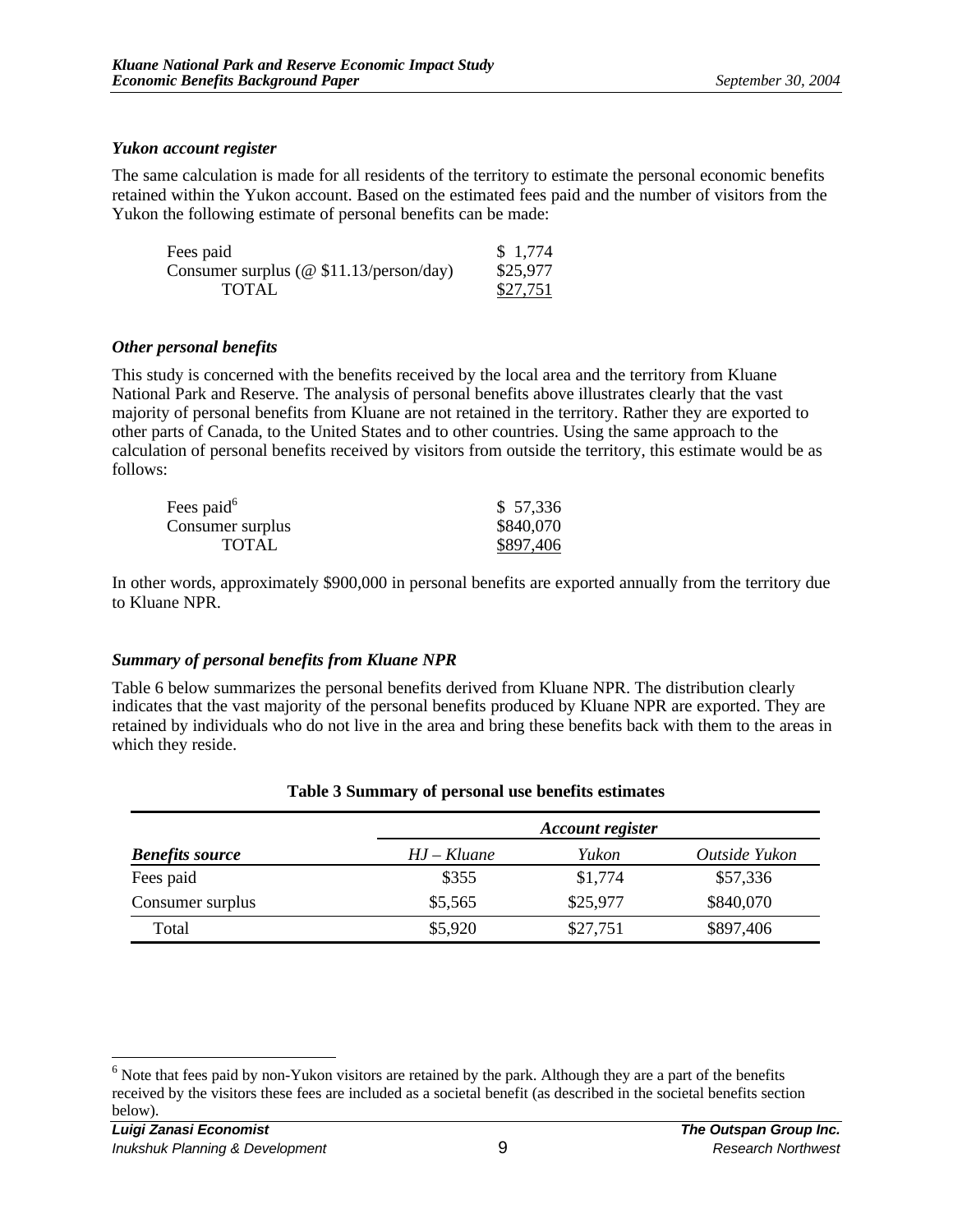### *Yukon account register*

The same calculation is made for all residents of the territory to estimate the personal economic benefits retained within the Yukon account. Based on the estimated fees paid and the number of visitors from the Yukon the following estimate of personal benefits can be made:

| | |
|---|---|
| Fees paid | $ 1,774 |
| Consumer surplus (@ $11.13/person/day) | $25,977 |
| TOTAL | $27,751 |

### *Other personal benefits*

This study is concerned with the benefits received by the local area and the territory from Kluane National Park and Reserve. The analysis of personal benefits above illustrates clearly that the vast majority of personal benefits from Kluane are not retained in the territory. Rather they are exported to other parts of Canada, to the United States and to other countries. Using the same approach to the calculation of personal benefits received by visitors from outside the territory, this estimate would be as follows:

| | |
|---|---|
| Fees paid[6] | $ 57,336 |
| Consumer surplus | $840,070 |
| TOTAL | $897,406 |

In other words, approximately $900,000 in personal benefits are exported annually from the territory due to Kluane NPR.

### *Summary of personal benefits from Kluane NPR*

Table 6 below summarizes the personal benefits derived from Kluane NPR. The distribution clearly indicates that the vast majority of the personal benefits produced by Kluane NPR are exported. They are retained by individuals who do not live in the area and bring these benefits back with them to the areas in which they reside.

**Table 3 Summary of personal use benefits estimates**

| | *Account register* | | |
|---|---|---|---|
| ***Benefits source*** | *HJ – Kluane* | *Yukon* | *Outside Yukon* |
| Fees paid | $355 | $1,774 | $57,336 |
| Consumer surplus | $5,565 | $25,977 | $840,070 |
| Total | $5,920 | $27,751 | $897,406 |

[6] Note that fees paid by non-Yukon visitors are retained by the park. Although they are a part of the benefits received by the visitors these fees are included as a societal benefit (as described in the societal benefits section below).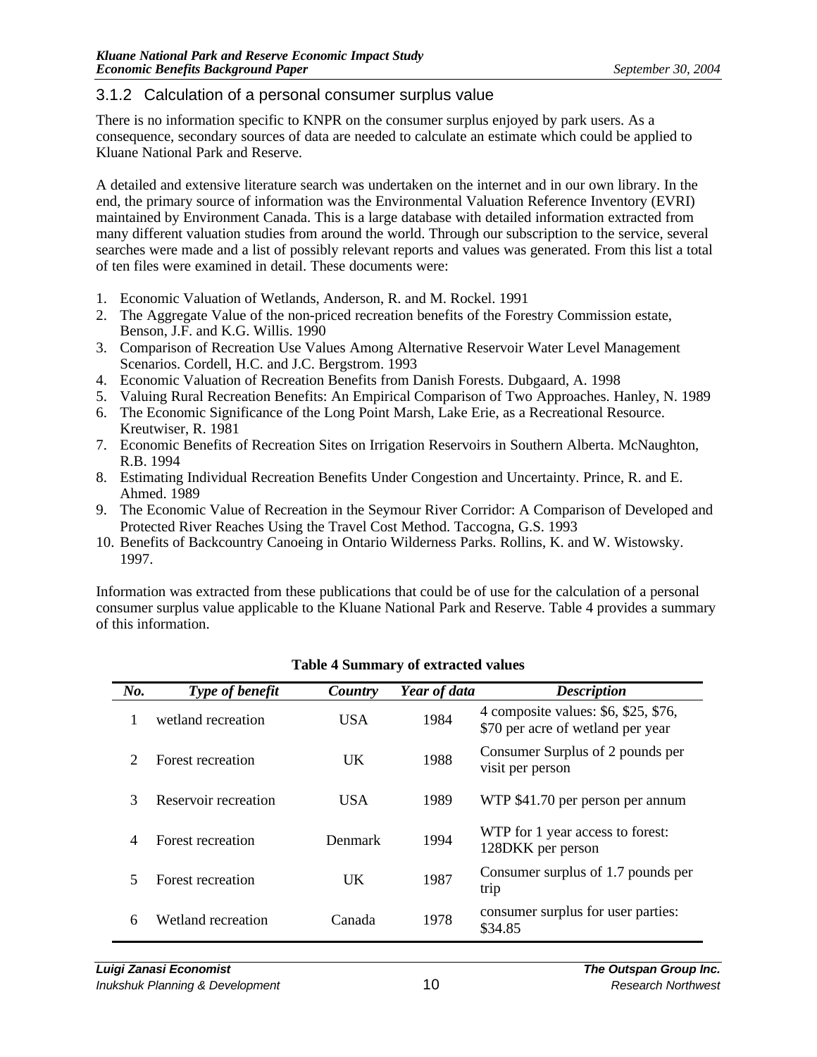### 3.1.2 Calculation of a personal consumer surplus value

There is no information specific to KNPR on the consumer surplus enjoyed by park users. As a consequence, secondary sources of data are needed to calculate an estimate which could be applied to Kluane National Park and Reserve.

A detailed and extensive literature search was undertaken on the internet and in our own library. In the end, the primary source of information was the Environmental Valuation Reference Inventory (EVRI) maintained by Environment Canada. This is a large database with detailed information extracted from many different valuation studies from around the world. Through our subscription to the service, several searches were made and a list of possibly relevant reports and values was generated. From this list a total of ten files were examined in detail. These documents were:

1. Economic Valuation of Wetlands, Anderson, R. and M. Rockel. 1991
2. The Aggregate Value of the non-priced recreation benefits of the Forestry Commission estate, Benson, J.F. and K.G. Willis. 1990
3. Comparison of Recreation Use Values Among Alternative Reservoir Water Level Management Scenarios. Cordell, H.C. and J.C. Bergstrom. 1993
4. Economic Valuation of Recreation Benefits from Danish Forests. Dubgaard, A. 1998
5. Valuing Rural Recreation Benefits: An Empirical Comparison of Two Approaches. Hanley, N. 1989
6. The Economic Significance of the Long Point Marsh, Lake Erie, as a Recreational Resource. Kreutwiser, R. 1981
7. Economic Benefits of Recreation Sites on Irrigation Reservoirs in Southern Alberta. McNaughton, R.B. 1994
8. Estimating Individual Recreation Benefits Under Congestion and Uncertainty. Prince, R. and E. Ahmed. 1989
9. The Economic Value of Recreation in the Seymour River Corridor: A Comparison of Developed and Protected River Reaches Using the Travel Cost Method. Taccogna, G.S. 1993
10. Benefits of Backcountry Canoeing in Ontario Wilderness Parks. Rollins, K. and W. Wistowsky. 1997.

Information was extracted from these publications that could be of use for the calculation of a personal consumer surplus value applicable to the Kluane National Park and Reserve. Table 4 provides a summary of this information.

**Table 4 Summary of extracted values**

| *No.* | *Type of benefit* | *Country* | *Year of data* | *Description* |
|---|---|---|---|---|
| 1 | wetland recreation | USA | 1984 | 4 composite values: $6, $25, $76, $70 per acre of wetland per year |
| 2 | Forest recreation | UK | 1988 | Consumer Surplus of 2 pounds per visit per person |
| 3 | Reservoir recreation | USA | 1989 | WTP $41.70 per person per annum |
| 4 | Forest recreation | Denmark | 1994 | WTP for 1 year access to forest: 128DKK per person |
| 5 | Forest recreation | UK | 1987 | Consumer surplus of 1.7 pounds per trip |
| 6 | Wetland recreation | Canada | 1978 | consumer surplus for user parties: $34.85 |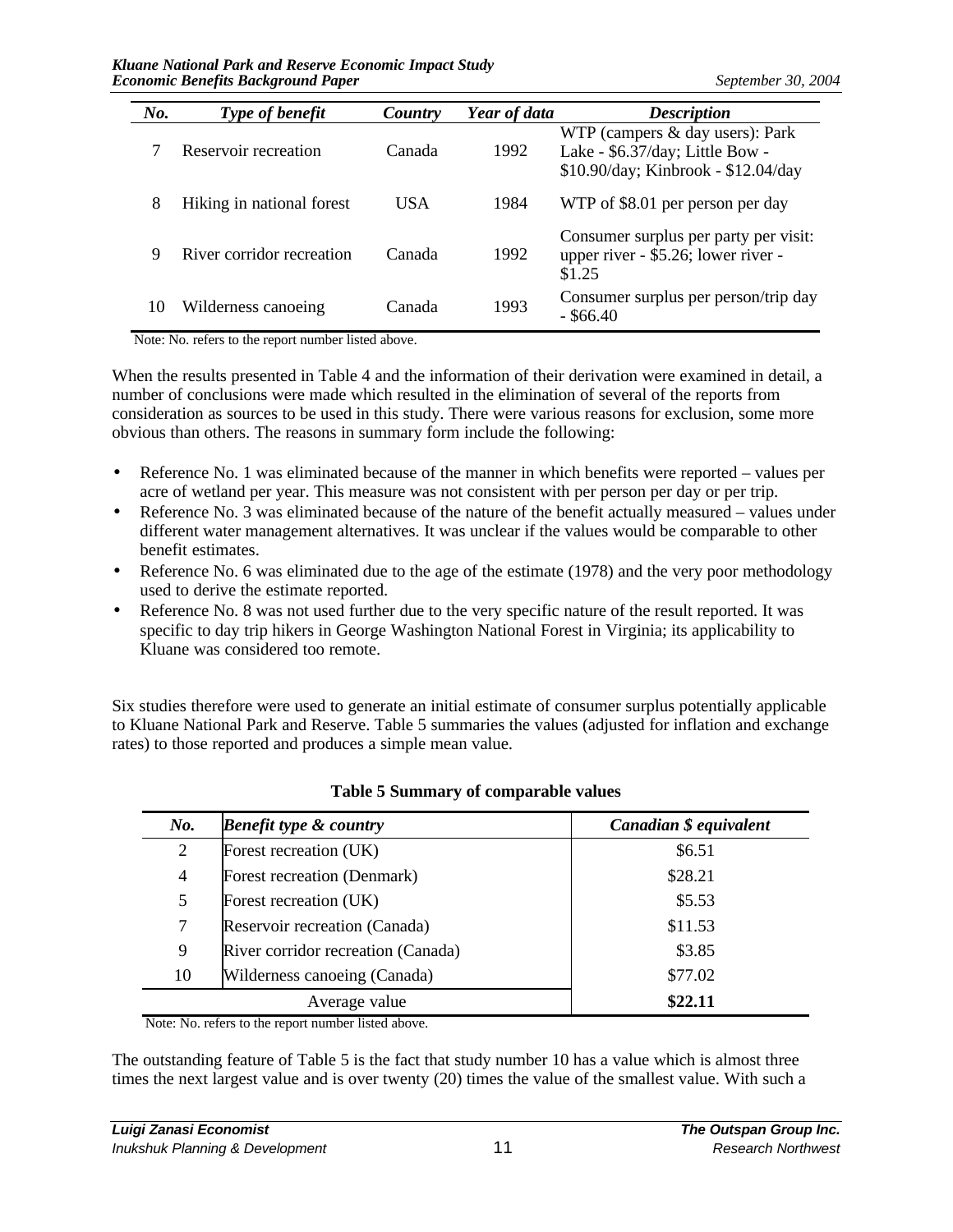| No. | Type of benefit | Country | Year of data | Description |
|---|---|---|---|---|
| 7 | Reservoir recreation | Canada | 1992 | WTP (campers & day users): Park Lake - $6.37/day; Little Bow - $10.90/day; Kinbrook - $12.04/day |
| 8 | Hiking in national forest | USA | 1984 | WTP of $8.01 per person per day |
| 9 | River corridor recreation | Canada | 1992 | Consumer surplus per party per visit: upper river - $5.26; lower river - $1.25 |
| 10 | Wilderness canoeing | Canada | 1993 | Consumer surplus per person/trip day - $66.40 |

Note: No. refers to the report number listed above.

When the results presented in Table 4 and the information of their derivation were examined in detail, a number of conclusions were made which resulted in the elimination of several of the reports from consideration as sources to be used in this study. There were various reasons for exclusion, some more obvious than others. The reasons in summary form include the following:

- Reference No. 1 was eliminated because of the manner in which benefits were reported – values per acre of wetland per year. This measure was not consistent with per person per day or per trip.
- Reference No. 3 was eliminated because of the nature of the benefit actually measured – values under different water management alternatives. It was unclear if the values would be comparable to other benefit estimates.
- Reference No. 6 was eliminated due to the age of the estimate (1978) and the very poor methodology used to derive the estimate reported.
- Reference No. 8 was not used further due to the very specific nature of the result reported. It was specific to day trip hikers in George Washington National Forest in Virginia; its applicability to Kluane was considered too remote.

Six studies therefore were used to generate an initial estimate of consumer surplus potentially applicable to Kluane National Park and Reserve. Table 5 summaries the values (adjusted for inflation and exchange rates) to those reported and produces a simple mean value.

**Table 5 Summary of comparable values**

| No. | Benefit type & country | Canadian $ equivalent |
|---|---|---|
| 2 | Forest recreation (UK) | $6.51 |
| 4 | Forest recreation (Denmark) | $28.21 |
| 5 | Forest recreation (UK) | $5.53 |
| 7 | Reservoir recreation (Canada) | $11.53 |
| 9 | River corridor recreation (Canada) | $3.85 |
| 10 | Wilderness canoeing (Canada) | $77.02 |
| | Average value | **$22.11** |

Note: No. refers to the report number listed above.

The outstanding feature of Table 5 is the fact that study number 10 has a value which is almost three times the next largest value and is over twenty (20) times the value of the smallest value. With such a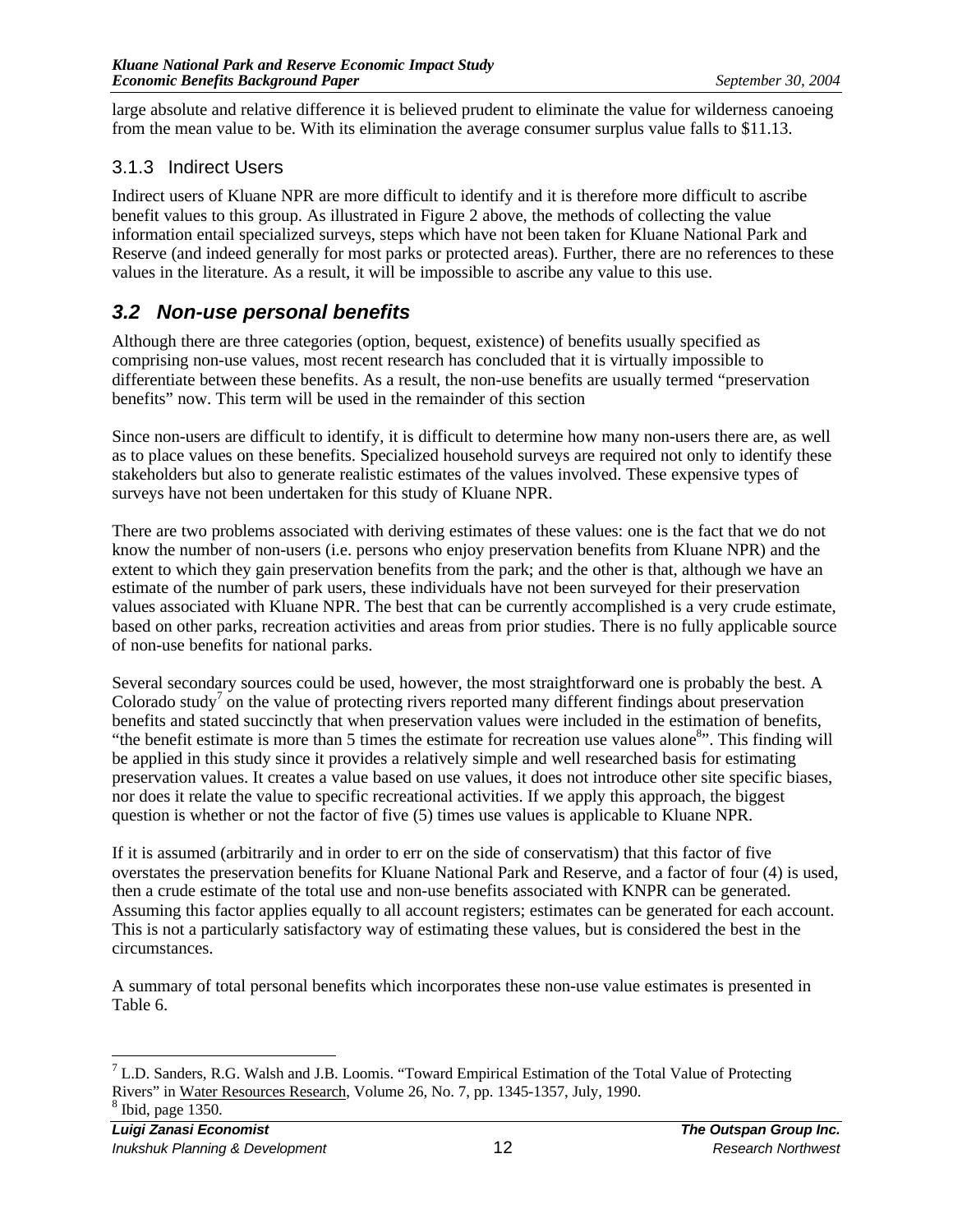large absolute and relative difference it is believed prudent to eliminate the value for wilderness canoeing from the mean value to be. With its elimination the average consumer surplus value falls to $11.13.

### 3.1.3 Indirect Users

Indirect users of Kluane NPR are more difficult to identify and it is therefore more difficult to ascribe benefit values to this group. As illustrated in Figure 2 above, the methods of collecting the value information entail specialized surveys, steps which have not been taken for Kluane National Park and Reserve (and indeed generally for most parks or protected areas). Further, there are no references to these values in the literature. As a result, it will be impossible to ascribe any value to this use.

## *3.2 Non-use personal benefits*

Although there are three categories (option, bequest, existence) of benefits usually specified as comprising non-use values, most recent research has concluded that it is virtually impossible to differentiate between these benefits. As a result, the non-use benefits are usually termed "preservation benefits" now. This term will be used in the remainder of this section

Since non-users are difficult to identify, it is difficult to determine how many non-users there are, as well as to place values on these benefits. Specialized household surveys are required not only to identify these stakeholders but also to generate realistic estimates of the values involved. These expensive types of surveys have not been undertaken for this study of Kluane NPR.

There are two problems associated with deriving estimates of these values: one is the fact that we do not know the number of non-users (i.e. persons who enjoy preservation benefits from Kluane NPR) and the extent to which they gain preservation benefits from the park; and the other is that, although we have an estimate of the number of park users, these individuals have not been surveyed for their preservation values associated with Kluane NPR. The best that can be currently accomplished is a very crude estimate, based on other parks, recreation activities and areas from prior studies. There is no fully applicable source of non-use benefits for national parks.

Several secondary sources could be used, however, the most straightforward one is probably the best. A Colorado study[7] on the value of protecting rivers reported many different findings about preservation benefits and stated succinctly that when preservation values were included in the estimation of benefits, "the benefit estimate is more than 5 times the estimate for recreation use values alone[8]". This finding will be applied in this study since it provides a relatively simple and well researched basis for estimating preservation values. It creates a value based on use values, it does not introduce other site specific biases, nor does it relate the value to specific recreational activities. If we apply this approach, the biggest question is whether or not the factor of five (5) times use values is applicable to Kluane NPR.

If it is assumed (arbitrarily and in order to err on the side of conservatism) that this factor of five overstates the preservation benefits for Kluane National Park and Reserve, and a factor of four (4) is used, then a crude estimate of the total use and non-use benefits associated with KNPR can be generated. Assuming this factor applies equally to all account registers; estimates can be generated for each account. This is not a particularly satisfactory way of estimating these values, but is considered the best in the circumstances.

A summary of total personal benefits which incorporates these non-use value estimates is presented in Table 6.

---

[7] L.D. Sanders, R.G. Walsh and J.B. Loomis. "Toward Empirical Estimation of the Total Value of Protecting Rivers" in Water Resources Research, Volume 26, No. 7, pp. 1345-1357, July, 1990.

[8] Ibid, page 1350.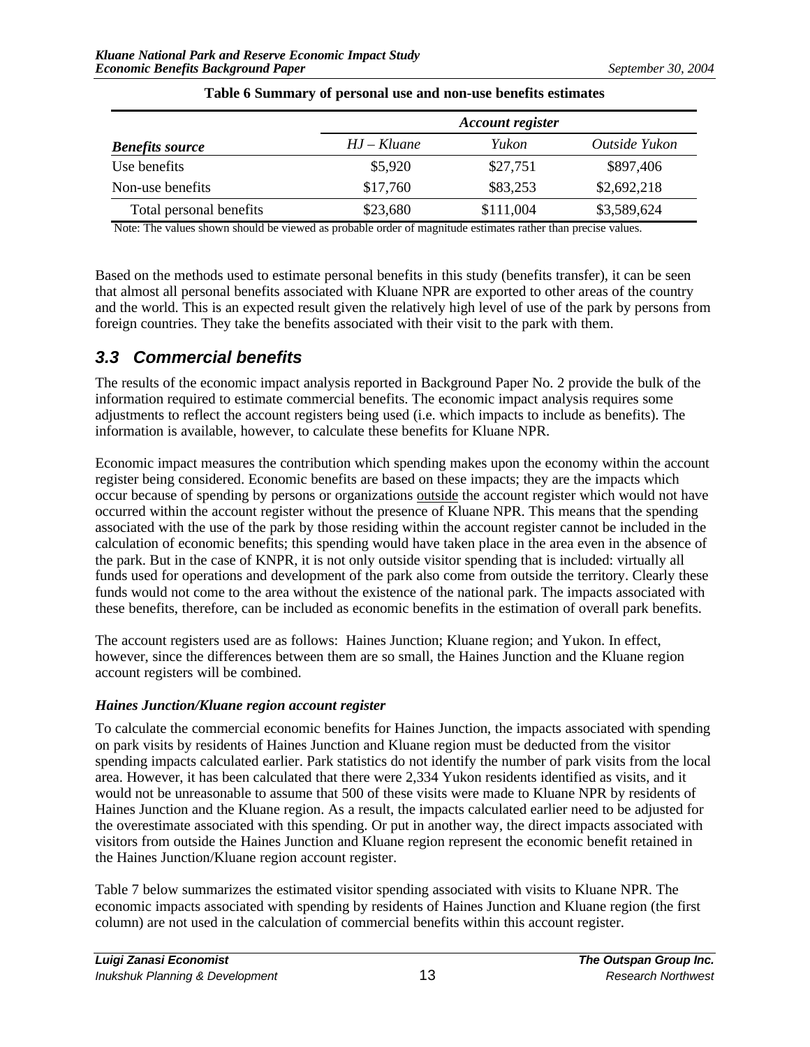**Table 6 Summary of personal use and non-use benefits estimates**

| | *Account register* | | |
|---|---|---|---|
| ***Benefits source*** | *HJ – Kluane* | *Yukon* | *Outside Yukon* |
| Use benefits | $5,920 | $27,751 | $897,406 |
| Non-use benefits | $17,760 | $83,253 | $2,692,218 |
| Total personal benefits | $23,680 | $111,004 | $3,589,624 |

Note: The values shown should be viewed as probable order of magnitude estimates rather than precise values.

Based on the methods used to estimate personal benefits in this study (benefits transfer), it can be seen that almost all personal benefits associated with Kluane NPR are exported to other areas of the country and the world. This is an expected result given the relatively high level of use of the park by persons from foreign countries. They take the benefits associated with their visit to the park with them.

## 3.3 Commercial benefits

The results of the economic impact analysis reported in Background Paper No. 2 provide the bulk of the information required to estimate commercial benefits. The economic impact analysis requires some adjustments to reflect the account registers being used (i.e. which impacts to include as benefits). The information is available, however, to calculate these benefits for Kluane NPR.

Economic impact measures the contribution which spending makes upon the economy within the account register being considered. Economic benefits are based on these impacts; they are the impacts which occur because of spending by persons or organizations outside the account register which would not have occurred within the account register without the presence of Kluane NPR. This means that the spending associated with the use of the park by those residing within the account register cannot be included in the calculation of economic benefits; this spending would have taken place in the area even in the absence of the park. But in the case of KNPR, it is not only outside visitor spending that is included: virtually all funds used for operations and development of the park also come from outside the territory. Clearly these funds would not come to the area without the existence of the national park. The impacts associated with these benefits, therefore, can be included as economic benefits in the estimation of overall park benefits.

The account registers used are as follows: Haines Junction; Kluane region; and Yukon. In effect, however, since the differences between them are so small, the Haines Junction and the Kluane region account registers will be combined.

### *Haines Junction/Kluane region account register*

To calculate the commercial economic benefits for Haines Junction, the impacts associated with spending on park visits by residents of Haines Junction and Kluane region must be deducted from the visitor spending impacts calculated earlier. Park statistics do not identify the number of park visits from the local area. However, it has been calculated that there were 2,334 Yukon residents identified as visits, and it would not be unreasonable to assume that 500 of these visits were made to Kluane NPR by residents of Haines Junction and the Kluane region. As a result, the impacts calculated earlier need to be adjusted for the overestimate associated with this spending. Or put in another way, the direct impacts associated with visitors from outside the Haines Junction and Kluane region represent the economic benefit retained in the Haines Junction/Kluane region account register.

Table 7 below summarizes the estimated visitor spending associated with visits to Kluane NPR. The economic impacts associated with spending by residents of Haines Junction and Kluane region (the first column) are not used in the calculation of commercial benefits within this account register.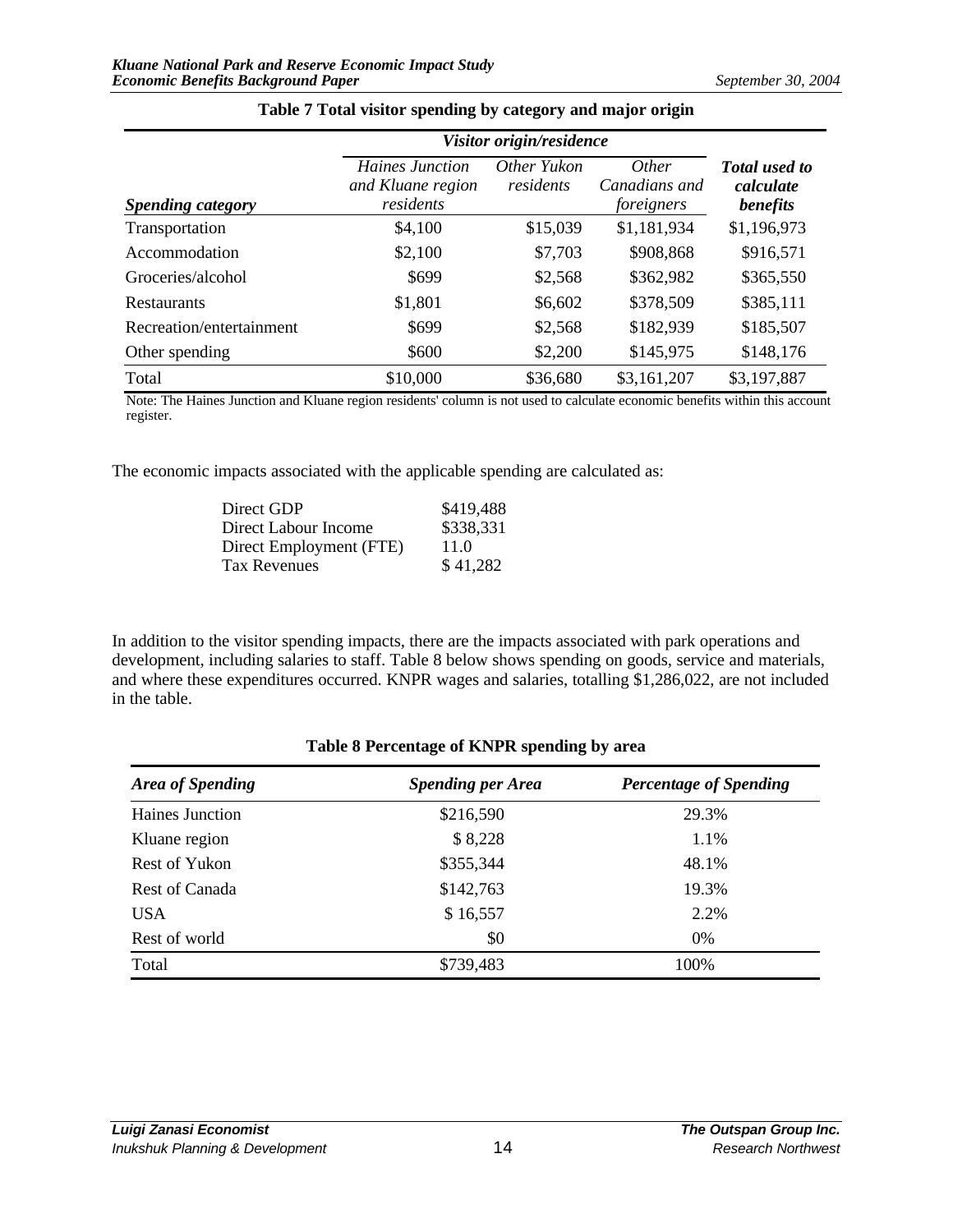**Table 7 Total visitor spending by category and major origin**

| Spending category | Visitor origin/residence | | | Total used to calculate benefits |
|---|---|---|---|---|
| | Haines Junction and Kluane region residents | Other Yukon residents | Other Canadians and foreigners | |
| Transportation | $4,100 | $15,039 | $1,181,934 | $1,196,973 |
| Accommodation | $2,100 | $7,703 | $908,868 | $916,571 |
| Groceries/alcohol | $699 | $2,568 | $362,982 | $365,550 |
| Restaurants | $1,801 | $6,602 | $378,509 | $385,111 |
| Recreation/entertainment | $699 | $2,568 | $182,939 | $185,507 |
| Other spending | $600 | $2,200 | $145,975 | $148,176 |
| Total | $10,000 | $36,680 | $3,161,207 | $3,197,887 |

Note: The Haines Junction and Kluane region residents' column is not used to calculate economic benefits within this account register.

The economic impacts associated with the applicable spending are calculated as:

| | |
|---|---|
| Direct GDP | $419,488 |
| Direct Labour Income | $338,331 |
| Direct Employment (FTE) | 11.0 |
| Tax Revenues | $ 41,282 |

In addition to the visitor spending impacts, there are the impacts associated with park operations and development, including salaries to staff. Table 8 below shows spending on goods, service and materials, and where these expenditures occurred. KNPR wages and salaries, totalling $1,286,022, are not included in the table.

**Table 8 Percentage of KNPR spending by area**

| Area of Spending | Spending per Area | Percentage of Spending |
|---|---|---|
| Haines Junction | $216,590 | 29.3% |
| Kluane region | $ 8,228 | 1.1% |
| Rest of Yukon | $355,344 | 48.1% |
| Rest of Canada | $142,763 | 19.3% |
| USA | $ 16,557 | 2.2% |
| Rest of world | $0 | 0% |
| Total | $739,483 | 100% |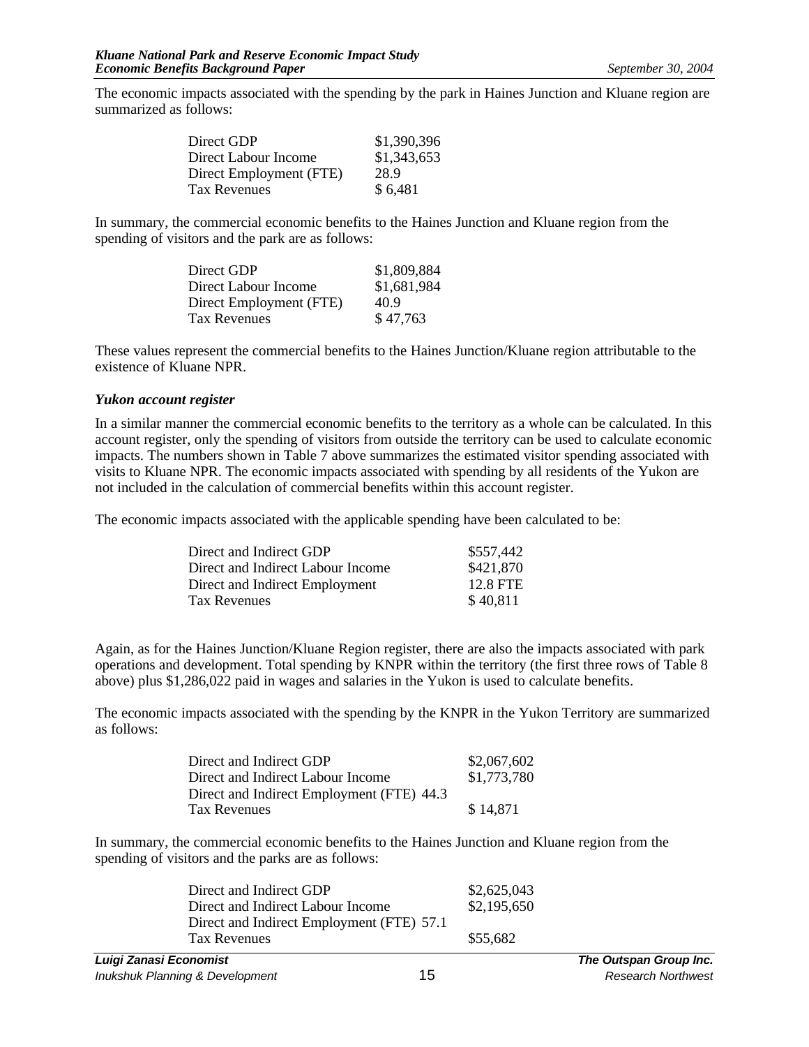The economic impacts associated with the spending by the park in Haines Junction and Kluane region are summarized as follows:

| | |
|---|---|
| Direct GDP | $1,390,396 |
| Direct Labour Income | $1,343,653 |
| Direct Employment (FTE) | 28.9 |
| Tax Revenues | $ 6,481 |

In summary, the commercial economic benefits to the Haines Junction and Kluane region from the spending of visitors and the park are as follows:

| | |
|---|---|
| Direct GDP | $1,809,884 |
| Direct Labour Income | $1,681,984 |
| Direct Employment (FTE) | 40.9 |
| Tax Revenues | $ 47,763 |

These values represent the commercial benefits to the Haines Junction/Kluane region attributable to the existence of Kluane NPR.

### *Yukon account register*

In a similar manner the commercial economic benefits to the territory as a whole can be calculated. In this account register, only the spending of visitors from outside the territory can be used to calculate economic impacts. The numbers shown in Table 7 above summarizes the estimated visitor spending associated with visits to Kluane NPR. The economic impacts associated with spending by all residents of the Yukon are not included in the calculation of commercial benefits within this account register.

The economic impacts associated with the applicable spending have been calculated to be:

| | |
|---|---|
| Direct and Indirect GDP | $557,442 |
| Direct and Indirect Labour Income | $421,870 |
| Direct and Indirect Employment | 12.8 FTE |
| Tax Revenues | $ 40,811 |

Again, as for the Haines Junction/Kluane Region register, there are also the impacts associated with park operations and development. Total spending by KNPR within the territory (the first three rows of Table 8 above) plus $1,286,022 paid in wages and salaries in the Yukon is used to calculate benefits.

The economic impacts associated with the spending by the KNPR in the Yukon Territory are summarized as follows:

| | |
|---|---|
| Direct and Indirect GDP | $2,067,602 |
| Direct and Indirect Labour Income | $1,773,780 |
| Direct and Indirect Employment (FTE) | 44.3 |
| Tax Revenues | $ 14,871 |

In summary, the commercial economic benefits to the Haines Junction and Kluane region from the spending of visitors and the parks are as follows:

| | |
|---|---|
| Direct and Indirect GDP | $2,625,043 |
| Direct and Indirect Labour Income | $2,195,650 |
| Direct and Indirect Employment (FTE) | 57.1 |
| Tax Revenues | $55,682 |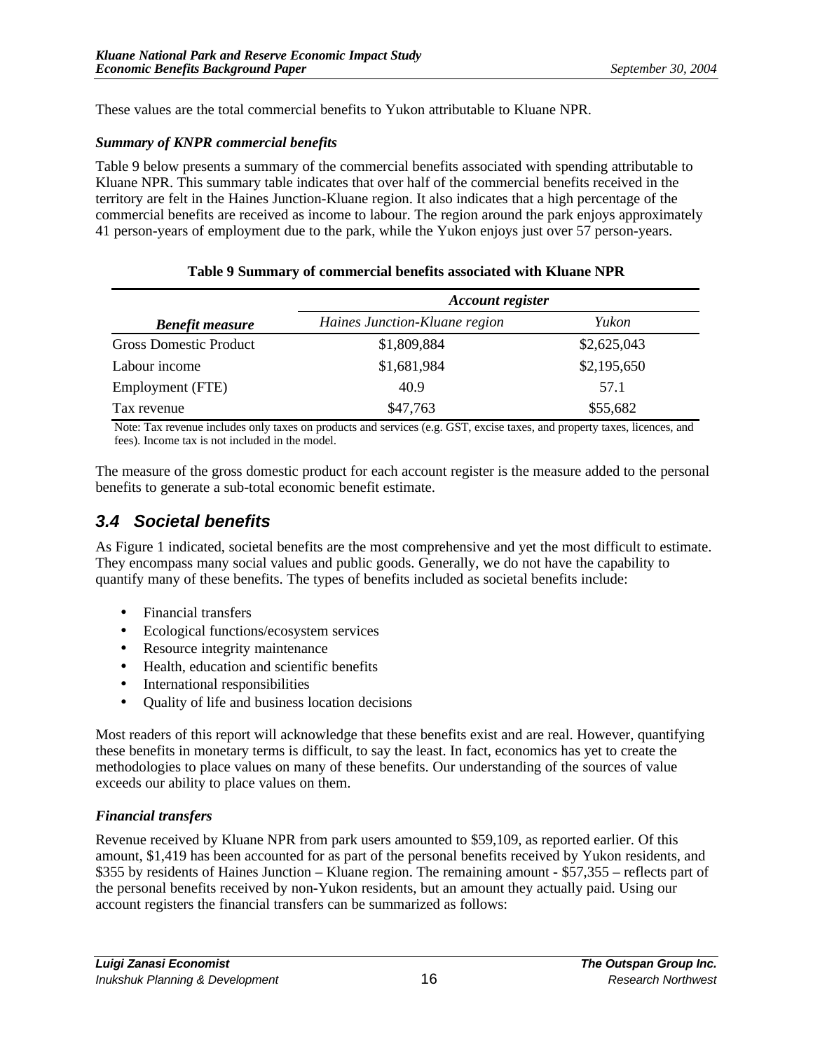These values are the total commercial benefits to Yukon attributable to Kluane NPR.

***Summary of KNPR commercial benefits***

Table 9 below presents a summary of the commercial benefits associated with spending attributable to Kluane NPR. This summary table indicates that over half of the commercial benefits received in the territory are felt in the Haines Junction-Kluane region. It also indicates that a high percentage of the commercial benefits are received as income to labour. The region around the park enjoys approximately 41 person-years of employment due to the park, while the Yukon enjoys just over 57 person-years.

**Table 9 Summary of commercial benefits associated with Kluane NPR**

| | ***Account register*** | |
|---|---|---|
| ***Benefit measure*** | *Haines Junction-Kluane region* | *Yukon* |
| Gross Domestic Product | $1,809,884 | $2,625,043 |
| Labour income | $1,681,984 | $2,195,650 |
| Employment (FTE) | 40.9 | 57.1 |
| Tax revenue | $47,763 | $55,682 |

Note: Tax revenue includes only taxes on products and services (e.g. GST, excise taxes, and property taxes, licences, and fees). Income tax is not included in the model.

The measure of the gross domestic product for each account register is the measure added to the personal benefits to generate a sub-total economic benefit estimate.

## 3.4 Societal benefits

As Figure 1 indicated, societal benefits are the most comprehensive and yet the most difficult to estimate. They encompass many social values and public goods. Generally, we do not have the capability to quantify many of these benefits. The types of benefits included as societal benefits include:

- Financial transfers
- Ecological functions/ecosystem services
- Resource integrity maintenance
- Health, education and scientific benefits
- International responsibilities
- Quality of life and business location decisions

Most readers of this report will acknowledge that these benefits exist and are real. However, quantifying these benefits in monetary terms is difficult, to say the least. In fact, economics has yet to create the methodologies to place values on many of these benefits. Our understanding of the sources of value exceeds our ability to place values on them.

***Financial transfers***

Revenue received by Kluane NPR from park users amounted to $59,109, as reported earlier. Of this amount, $1,419 has been accounted for as part of the personal benefits received by Yukon residents, and $355 by residents of Haines Junction – Kluane region. The remaining amount - $57,355 – reflects part of the personal benefits received by non-Yukon residents, but an amount they actually paid. Using our account registers the financial transfers can be summarized as follows: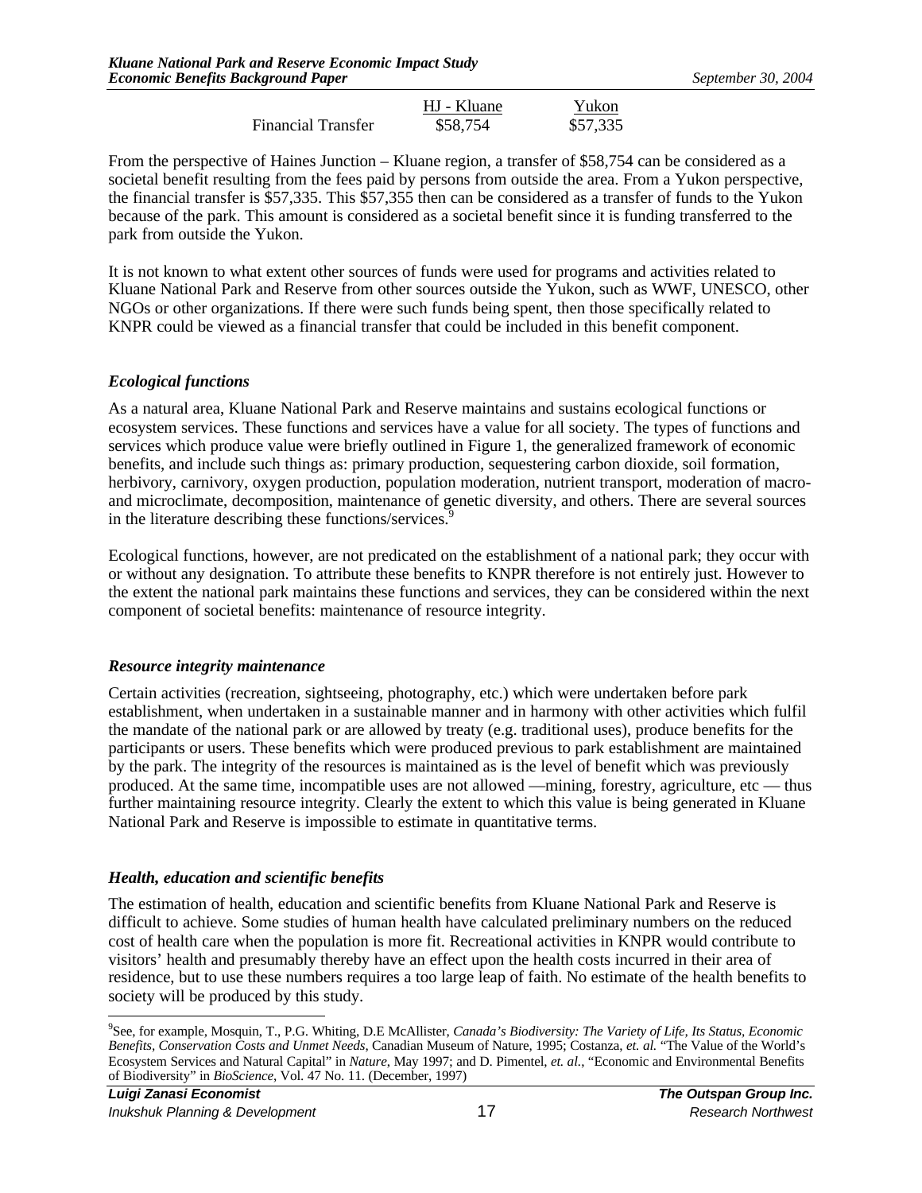| | HJ - Kluane | Yukon |
|---|---|---|
| Financial Transfer | $58,754 | $57,335 |

From the perspective of Haines Junction – Kluane region, a transfer of $58,754 can be considered as a societal benefit resulting from the fees paid by persons from outside the area. From a Yukon perspective, the financial transfer is $57,335. This $57,355 then can be considered as a transfer of funds to the Yukon because of the park. This amount is considered as a societal benefit since it is funding transferred to the park from outside the Yukon.

It is not known to what extent other sources of funds were used for programs and activities related to Kluane National Park and Reserve from other sources outside the Yukon, such as WWF, UNESCO, other NGOs or other organizations. If there were such funds being spent, then those specifically related to KNPR could be viewed as a financial transfer that could be included in this benefit component.

### *Ecological functions*

As a natural area, Kluane National Park and Reserve maintains and sustains ecological functions or ecosystem services. These functions and services have a value for all society. The types of functions and services which produce value were briefly outlined in Figure 1, the generalized framework of economic benefits, and include such things as: primary production, sequestering carbon dioxide, soil formation, herbivory, carnivory, oxygen production, population moderation, nutrient transport, moderation of macro- and microclimate, decomposition, maintenance of genetic diversity, and others. There are several sources in the literature describing these functions/services.[9]

Ecological functions, however, are not predicated on the establishment of a national park; they occur with or without any designation. To attribute these benefits to KNPR therefore is not entirely just. However to the extent the national park maintains these functions and services, they can be considered within the next component of societal benefits: maintenance of resource integrity.

### *Resource integrity maintenance*

Certain activities (recreation, sightseeing, photography, etc.) which were undertaken before park establishment, when undertaken in a sustainable manner and in harmony with other activities which fulfil the mandate of the national park or are allowed by treaty (e.g. traditional uses), produce benefits for the participants or users. These benefits which were produced previous to park establishment are maintained by the park. The integrity of the resources is maintained as is the level of benefit which was previously produced. At the same time, incompatible uses are not allowed —mining, forestry, agriculture, etc — thus further maintaining resource integrity. Clearly the extent to which this value is being generated in Kluane National Park and Reserve is impossible to estimate in quantitative terms.

### *Health, education and scientific benefits*

The estimation of health, education and scientific benefits from Kluane National Park and Reserve is difficult to achieve. Some studies of human health have calculated preliminary numbers on the reduced cost of health care when the population is more fit. Recreational activities in KNPR would contribute to visitors' health and presumably thereby have an effect upon the health costs incurred in their area of residence, but to use these numbers requires a too large leap of faith. No estimate of the health benefits to society will be produced by this study.

---

[9]See, for example, Mosquin, T., P.G. Whiting, D.E McAllister, *Canada's Biodiversity: The Variety of Life, Its Status, Economic Benefits, Conservation Costs and Unmet Needs*, Canadian Museum of Nature, 1995; Costanza, *et. al.* "The Value of the World's Ecosystem Services and Natural Capital" in *Nature*, May 1997; and D. Pimentel, *et. al.*, "Economic and Environmental Benefits of Biodiversity" in *BioScience*, Vol. 47 No. 11. (December, 1997)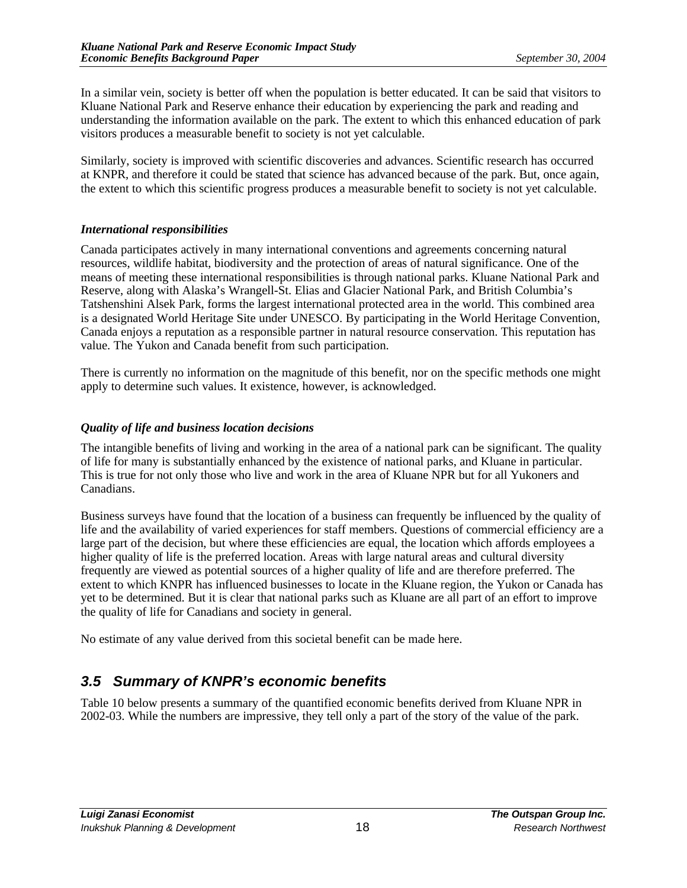In a similar vein, society is better off when the population is better educated. It can be said that visitors to Kluane National Park and Reserve enhance their education by experiencing the park and reading and understanding the information available on the park. The extent to which this enhanced education of park visitors produces a measurable benefit to society is not yet calculable.

Similarly, society is improved with scientific discoveries and advances. Scientific research has occurred at KNPR, and therefore it could be stated that science has advanced because of the park. But, once again, the extent to which this scientific progress produces a measurable benefit to society is not yet calculable.

#### *International responsibilities*

Canada participates actively in many international conventions and agreements concerning natural resources, wildlife habitat, biodiversity and the protection of areas of natural significance. One of the means of meeting these international responsibilities is through national parks. Kluane National Park and Reserve, along with Alaska's Wrangell-St. Elias and Glacier National Park, and British Columbia's Tatshenshini Alsek Park, forms the largest international protected area in the world. This combined area is a designated World Heritage Site under UNESCO. By participating in the World Heritage Convention, Canada enjoys a reputation as a responsible partner in natural resource conservation. This reputation has value. The Yukon and Canada benefit from such participation.

There is currently no information on the magnitude of this benefit, nor on the specific methods one might apply to determine such values. It existence, however, is acknowledged.

#### *Quality of life and business location decisions*

The intangible benefits of living and working in the area of a national park can be significant. The quality of life for many is substantially enhanced by the existence of national parks, and Kluane in particular. This is true for not only those who live and work in the area of Kluane NPR but for all Yukoners and Canadians.

Business surveys have found that the location of a business can frequently be influenced by the quality of life and the availability of varied experiences for staff members. Questions of commercial efficiency are a large part of the decision, but where these efficiencies are equal, the location which affords employees a higher quality of life is the preferred location. Areas with large natural areas and cultural diversity frequently are viewed as potential sources of a higher quality of life and are therefore preferred. The extent to which KNPR has influenced businesses to locate in the Kluane region, the Yukon or Canada has yet to be determined. But it is clear that national parks such as Kluane are all part of an effort to improve the quality of life for Canadians and society in general.

No estimate of any value derived from this societal benefit can be made here.

## *3.5 Summary of KNPR's economic benefits*

Table 10 below presents a summary of the quantified economic benefits derived from Kluane NPR in 2002-03. While the numbers are impressive, they tell only a part of the story of the value of the park.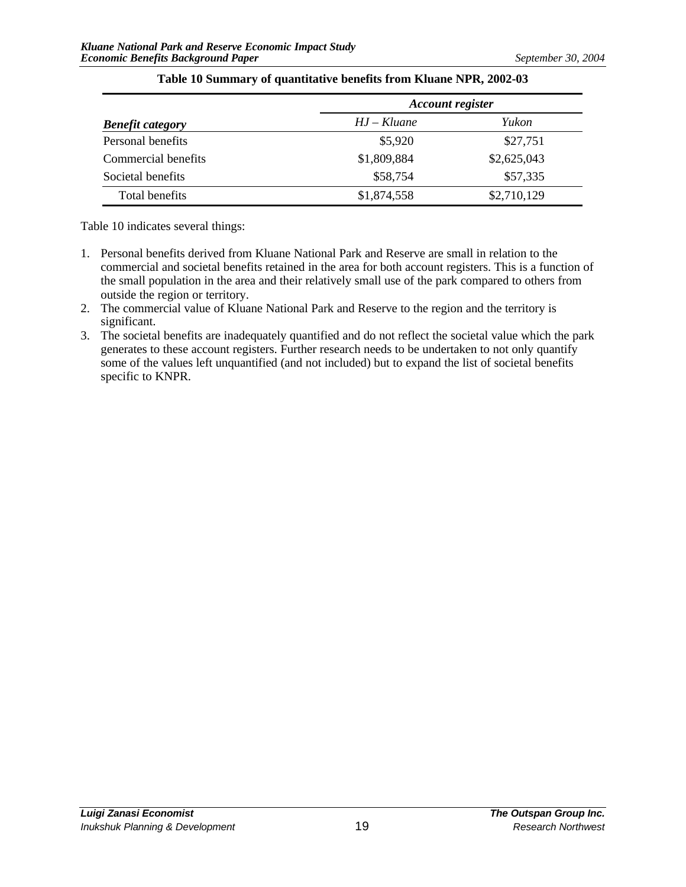**Table 10 Summary of quantitative benefits from Kluane NPR, 2002-03**

| | *Account register* | |
|---|---|---|
| ***Benefit category*** | *HJ – Kluane* | *Yukon* |
| Personal benefits | $5,920 | $27,751 |
| Commercial benefits | $1,809,884 | $2,625,043 |
| Societal benefits | $58,754 | $57,335 |
| Total benefits | $1,874,558 | $2,710,129 |

Table 10 indicates several things:

1. Personal benefits derived from Kluane National Park and Reserve are small in relation to the commercial and societal benefits retained in the area for both account registers. This is a function of the small population in the area and their relatively small use of the park compared to others from outside the region or territory.
2. The commercial value of Kluane National Park and Reserve to the region and the territory is significant.
3. The societal benefits are inadequately quantified and do not reflect the societal value which the park generates to these account registers. Further research needs to be undertaken to not only quantify some of the values left unquantified (and not included) but to expand the list of societal benefits specific to KNPR.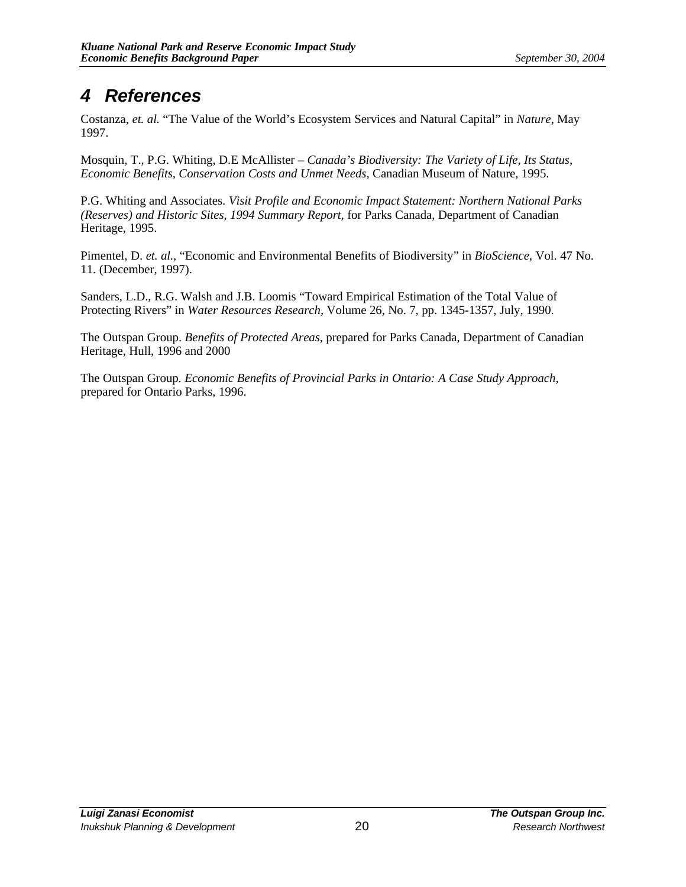# 4 References

Costanza, *et. al.* “The Value of the World’s Ecosystem Services and Natural Capital” in *Nature*, May 1997.

Mosquin, T., P.G. Whiting, D.E McAllister – *Canada’s Biodiversity: The Variety of Life, Its Status, Economic Benefits, Conservation Costs and Unmet Needs*, Canadian Museum of Nature, 1995.

P.G. Whiting and Associates. *Visit Profile and Economic Impact Statement: Northern National Parks (Reserves) and Historic Sites, 1994 Summary Report*, for Parks Canada, Department of Canadian Heritage, 1995.

Pimentel, D. *et. al.*, “Economic and Environmental Benefits of Biodiversity” in *BioScience*, Vol. 47 No. 11. (December, 1997).

Sanders, L.D., R.G. Walsh and J.B. Loomis “Toward Empirical Estimation of the Total Value of Protecting Rivers” in *Water Resources Research*, Volume 26, No. 7, pp. 1345-1357, July, 1990.

The Outspan Group. *Benefits of Protected Areas*, prepared for Parks Canada, Department of Canadian Heritage, Hull, 1996 and 2000

The Outspan Group. *Economic Benefits of Provincial Parks in Ontario: A Case Study Approach*, prepared for Ontario Parks, 1996.